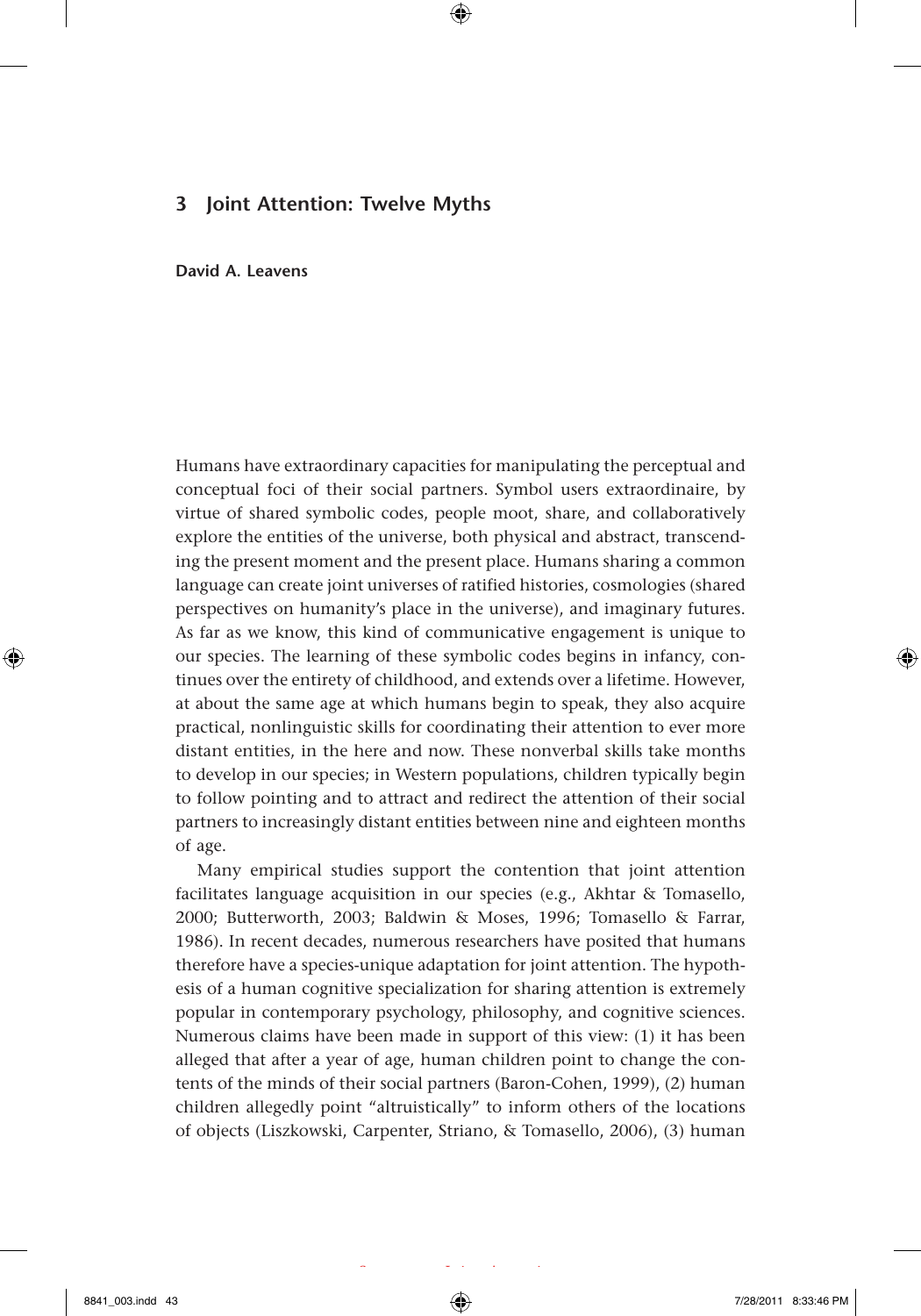# 3 Joint Attention: Twelve Myths

**David A. Leavens**

Humans have extraordinary capacities for manipulating the perceptual and conceptual foci of their social partners. Symbol users extraordinaire, by virtue of shared symbolic codes, people moot, share, and collaboratively explore the entities of the universe, both physical and abstract, transcending the present moment and the present place. Humans sharing a common language can create joint universes of ratified histories, cosmologies (shared perspectives on humanity's place in the universe), and imaginary futures. As far as we know, this kind of communicative engagement is unique to our species. The learning of these symbolic codes begins in infancy, continues over the entirety of childhood, and extends over a lifetime. However, at about the same age at which humans begin to speak, they also acquire practical, nonlinguistic skills for coordinating their attention to ever more distant entities, in the here and now. These nonverbal skills take months to develop in our species; in Western populations, children typically begin to follow pointing and to attract and redirect the attention of their social partners to increasingly distant entities between nine and eighteen months of age.

Many empirical studies support the contention that joint attention facilitates language acquisition in our species (e.g., Akhtar & Tomasello, 2000; Butterworth, 2003; Baldwin & Moses, 1996; Tomasello & Farrar, 1986). In recent decades, numerous researchers have posited that humans therefore have a species-unique adaptation for joint attention. The hypothesis of a human cognitive specialization for sharing attention is extremely popular in contemporary psychology, philosophy, and cognitive sciences. Numerous claims have been made in support of this view: (1) it has been alleged that after a year of age, human children point to change the contents of the minds of their social partners (Baron-Cohen, 1999), (2) human children allegedly point "altruistically" to inform others of the locations of objects (Liszkowski, Carpenter, Striano, & Tomasello, 2006), (3) human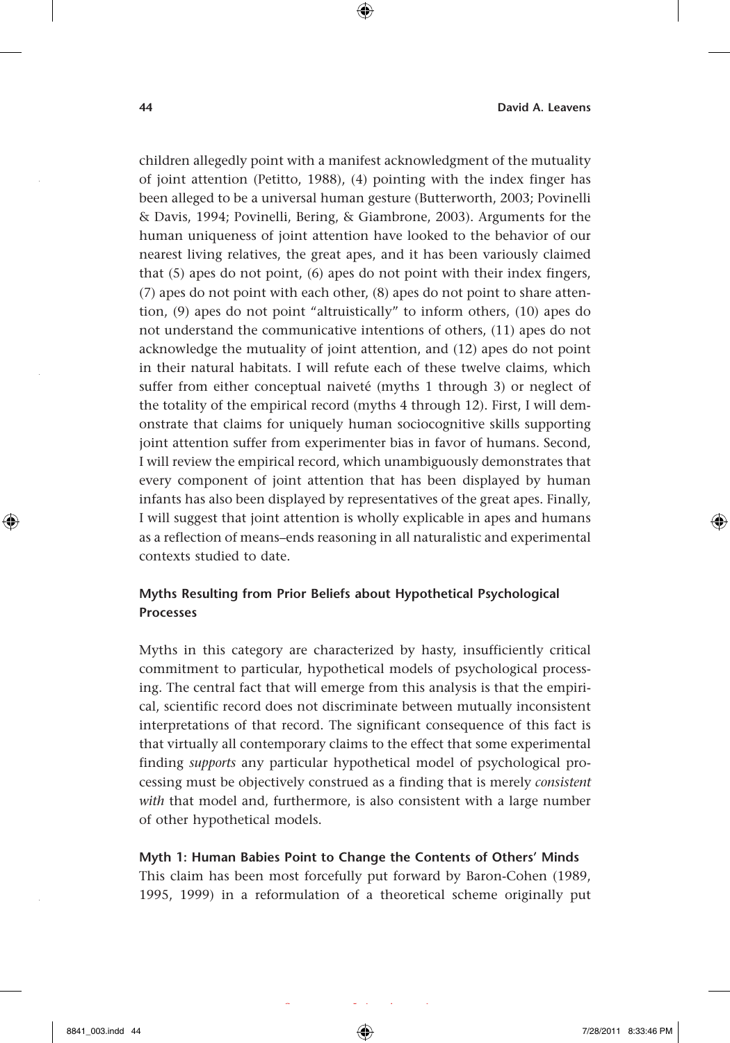children allegedly point with a manifest acknowledgment of the mutuality of joint attention (Petitto, 1988), (4) pointing with the index finger has been alleged to be a universal human gesture (Butterworth, 2003; Povinelli & Davis, 1994; Povinelli, Bering, & Giambrone, 2003). Arguments for the human uniqueness of joint attention have looked to the behavior of our nearest living relatives, the great apes, and it has been variously claimed that (5) apes do not point, (6) apes do not point with their index fingers, (7) apes do not point with each other, (8) apes do not point to share attention, (9) apes do not point "altruistically" to inform others, (10) apes do not understand the communicative intentions of others, (11) apes do not acknowledge the mutuality of joint attention, and (12) apes do not point in their natural habitats. I will refute each of these twelve claims, which suffer from either conceptual naiveté (myths 1 through 3) or neglect of the totality of the empirical record (myths 4 through 12). First, I will demonstrate that claims for uniquely human sociocognitive skills supporting joint attention suffer from experimenter bias in favor of humans. Second, I will review the empirical record, which unambiguously demonstrates that every component of joint attention that has been displayed by human infants has also been displayed by representatives of the great apes. Finally, I will suggest that joint attention is wholly explicable in apes and humans as a reflection of means–ends reasoning in all naturalistic and experimental contexts studied to date.

## Myths Resulting from Prior Beliefs about Hypothetical Psychological Processes

Myths in this category are characterized by hasty, insufficiently critical commitment to particular, hypothetical models of psychological processing. The central fact that will emerge from this analysis is that the empirical, scientific record does not discriminate between mutually inconsistent interpretations of that record. The significant consequence of this fact is that virtually all contemporary claims to the effect that some experimental finding *supports* any particular hypothetical model of psychological processing must be objectively construed as a finding that is merely *consistent with* that model and, furthermore, is also consistent with a large number of other hypothetical models.

### Myth 1: Human Babies Point to Change the Contents of Others' Minds

This claim has been most forcefully put forward by Baron-Cohen (1989, 1995, 1999) in a reformulation of a theoretical scheme originally put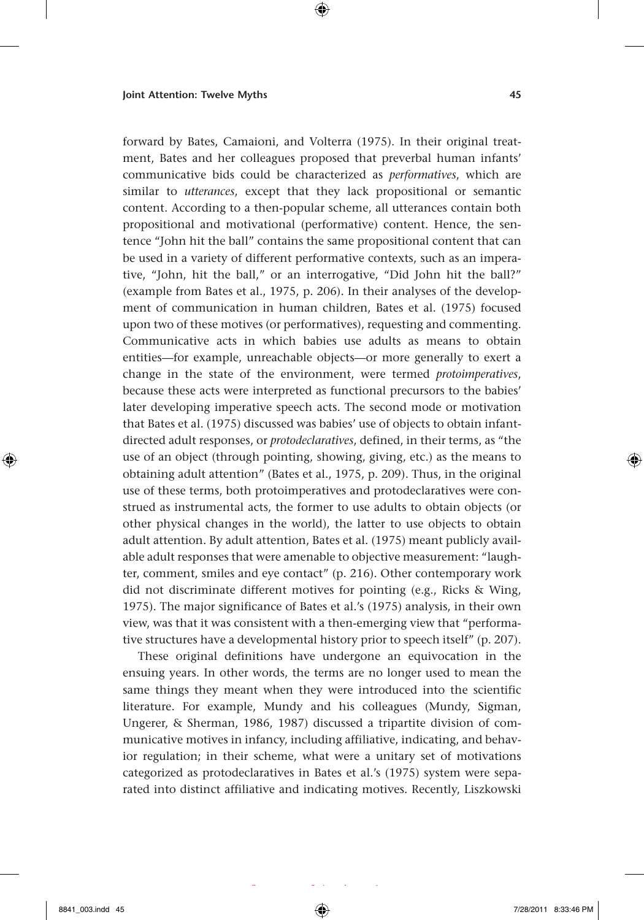forward by Bates, Camaioni, and Volterra (1975). In their original treatment, Bates and her colleagues proposed that preverbal human infants' communicative bids could be characterized as *performatives*, which are similar to *utterances*, except that they lack propositional or semantic content. According to a then-popular scheme, all utterances contain both propositional and motivational (performative) content. Hence, the sentence "John hit the ball" contains the same propositional content that can be used in a variety of different performative contexts, such as an imperative, "John, hit the ball," or an interrogative, "Did John hit the ball?" (example from Bates et al., 1975, p. 206). In their analyses of the development of communication in human children, Bates et al. (1975) focused upon two of these motives (or performatives), requesting and commenting. Communicative acts in which babies use adults as means to obtain entities—for example, unreachable objects—or more generally to exert a change in the state of the environment, were termed *protoimperatives*, because these acts were interpreted as functional precursors to the babies' later developing imperative speech acts. The second mode or motivation that Bates et al. (1975) discussed was babies' use of objects to obtain infant-directed adult responses, or *protodeclaratives*, defined, in their terms, as "the use of an object (through pointing, showing, giving, etc.) as the means to obtaining adult attention" (Bates et al., 1975, p. 209). Thus, in the original use of these terms, both protoimperatives and protodeclaratives were construed as instrumental acts, the former to use adults to obtain objects (or other physical changes in the world), the latter to use objects to obtain adult attention. By adult attention, Bates et al. (1975) meant publicly available adult responses that were amenable to objective measurement: "laughter, comment, smiles and eye contact" (p. 216). Other contemporary work did not discriminate different motives for pointing (e.g., Ricks & Wing, 1975). The major significance of Bates et al.'s (1975) analysis, in their own view, was that it was consistent with a then-emerging view that "performative structures have a developmental history prior to speech itself" (p. 207).

These original definitions have undergone an equivocation in the ensuing years. In other words, the terms are no longer used to mean the same things they meant when they were introduced into the scientific literature. For example, Mundy and his colleagues (Mundy, Sigman, Ungerer, & Sherman, 1986, 1987) discussed a tripartite division of communicative motives in infancy, including affiliative, indicating, and behavior regulation; in their scheme, what were a unitary set of motivations categorized as protodeclaratives in Bates et al.'s (1975) system were separated into distinct affiliative and indicating motives. Recently, Liszkowski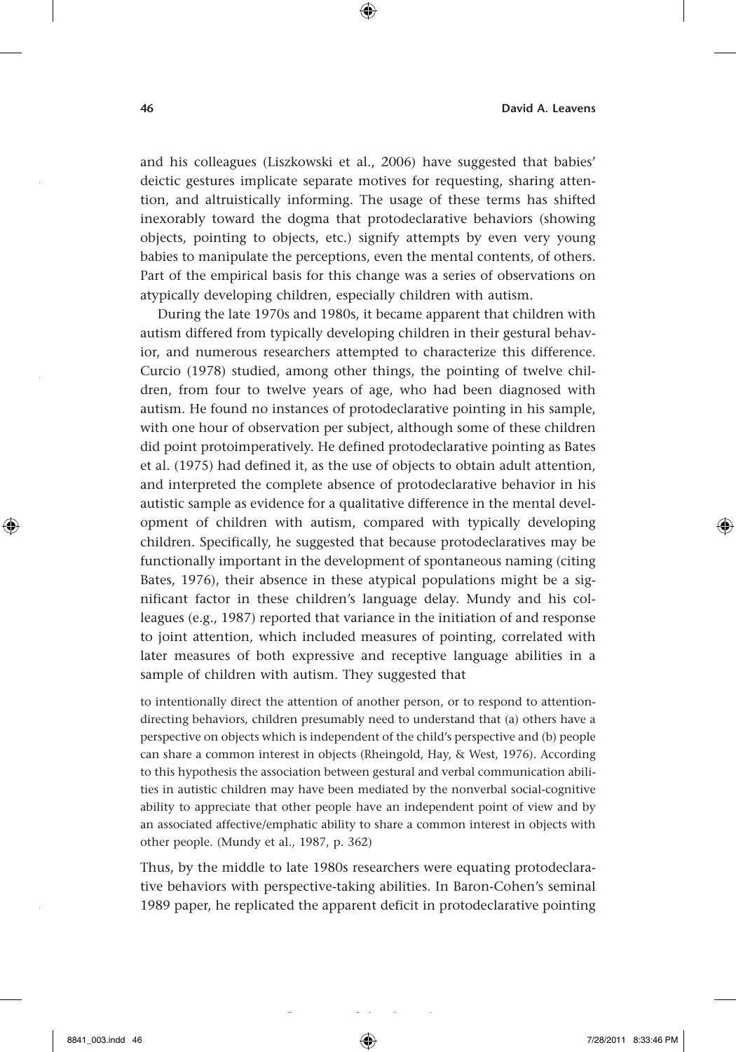and his colleagues (Liszkowski et al., 2006) have suggested that babies' deictic gestures implicate separate motives for requesting, sharing attention, and altruistically informing. The usage of these terms has shifted inexorably toward the dogma that protodeclarative behaviors (showing objects, pointing to objects, etc.) signify attempts by even very young babies to manipulate the perceptions, even the mental contents, of others. Part of the empirical basis for this change was a series of observations on atypically developing children, especially children with autism.

During the late 1970s and 1980s, it became apparent that children with autism differed from typically developing children in their gestural behavior, and numerous researchers attempted to characterize this difference. Curcio (1978) studied, among other things, the pointing of twelve children, from four to twelve years of age, who had been diagnosed with autism. He found no instances of protodeclarative pointing in his sample, with one hour of observation per subject, although some of these children did point protoimperatively. He defined protodeclarative pointing as Bates et al. (1975) had defined it, as the use of objects to obtain adult attention, and interpreted the complete absence of protodeclarative behavior in his autistic sample as evidence for a qualitative difference in the mental development of children with autism, compared with typically developing children. Specifically, he suggested that because protodeclaratives may be functionally important in the development of spontaneous naming (citing Bates, 1976), their absence in these atypical populations might be a significant factor in these children's language delay. Mundy and his colleagues (e.g., 1987) reported that variance in the initiation of and response to joint attention, which included measures of pointing, correlated with later measures of both expressive and receptive language abilities in a sample of children with autism. They suggested that

> to intentionally direct the attention of another person, or to respond to attention-directing behaviors, children presumably need to understand that (a) others have a perspective on objects which is independent of the child's perspective and (b) people can share a common interest in objects (Rheingold, Hay, & West, 1976). According to this hypothesis the association between gestural and verbal communication abilities in autistic children may have been mediated by the nonverbal social-cognitive ability to appreciate that other people have an independent point of view and by an associated affective/emphatic ability to share a common interest in objects with other people. (Mundy et al., 1987, p. 362)

Thus, by the middle to late 1980s researchers were equating protodeclarative behaviors with perspective-taking abilities. In Baron-Cohen's seminal 1989 paper, he replicated the apparent deficit in protodeclarative pointing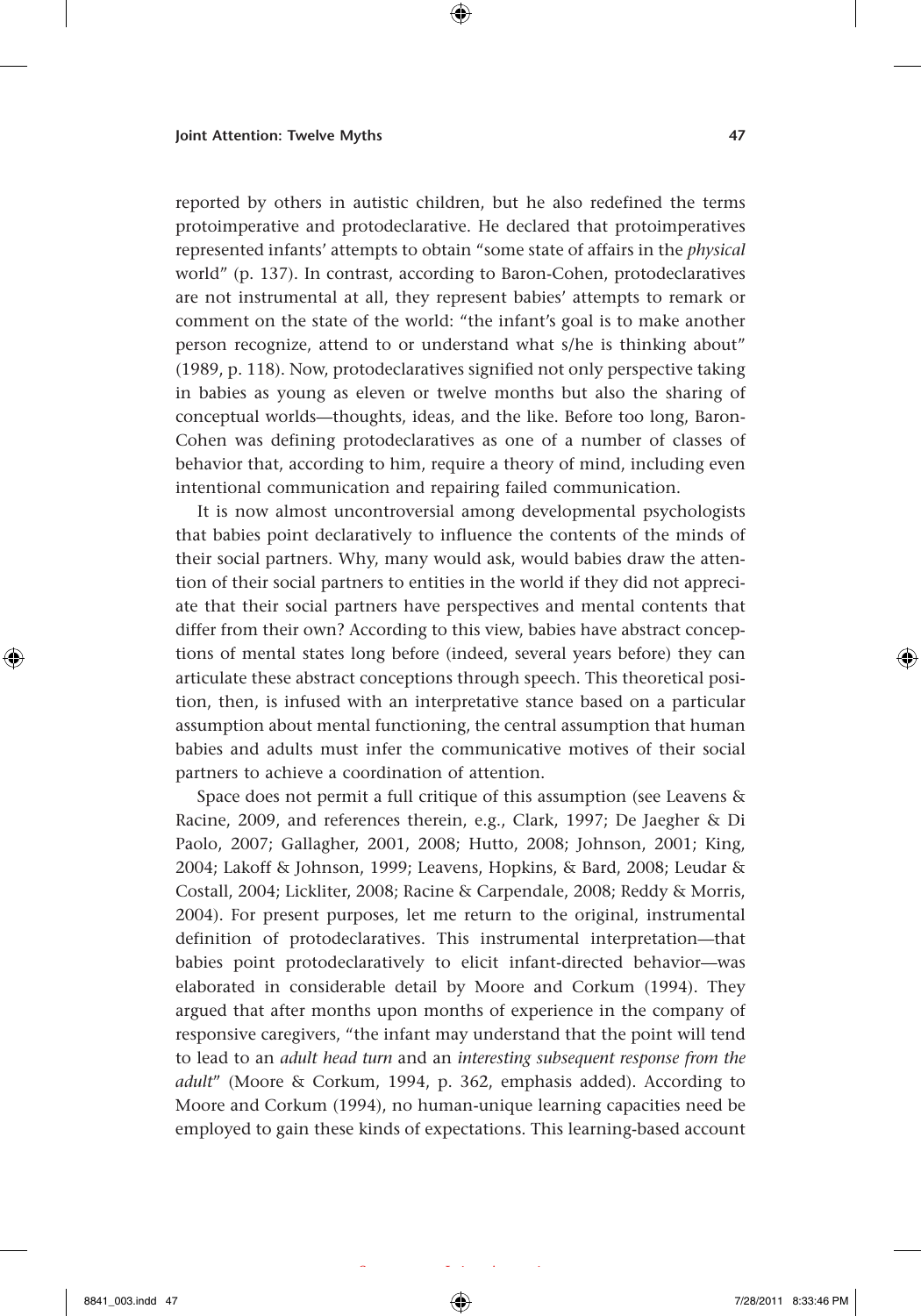reported by others in autistic children, but he also redefined the terms protoimperative and protodeclarative. He declared that protoimperatives represented infants' attempts to obtain "some state of affairs in the *physical* world" (p. 137). In contrast, according to Baron-Cohen, protodeclaratives are not instrumental at all, they represent babies' attempts to remark or comment on the state of the world: "the infant's goal is to make another person recognize, attend to or understand what s/he is thinking about" (1989, p. 118). Now, protodeclaratives signified not only perspective taking in babies as young as eleven or twelve months but also the sharing of conceptual worlds—thoughts, ideas, and the like. Before too long, Baron-Cohen was defining protodeclaratives as one of a number of classes of behavior that, according to him, require a theory of mind, including even intentional communication and repairing failed communication.

It is now almost uncontroversial among developmental psychologists that babies point declaratively to influence the contents of the minds of their social partners. Why, many would ask, would babies draw the attention of their social partners to entities in the world if they did not appreciate that their social partners have perspectives and mental contents that differ from their own? According to this view, babies have abstract conceptions of mental states long before (indeed, several years before) they can articulate these abstract conceptions through speech. This theoretical position, then, is infused with an interpretative stance based on a particular assumption about mental functioning, the central assumption that human babies and adults must infer the communicative motives of their social partners to achieve a coordination of attention.

Space does not permit a full critique of this assumption (see Leavens & Racine, 2009, and references therein, e.g., Clark, 1997; De Jaegher & Di Paolo, 2007; Gallagher, 2001, 2008; Hutto, 2008; Johnson, 2001; King, 2004; Lakoff & Johnson, 1999; Leavens, Hopkins, & Bard, 2008; Leudar & Costall, 2004; Lickliter, 2008; Racine & Carpendale, 2008; Reddy & Morris, 2004). For present purposes, let me return to the original, instrumental definition of protodeclaratives. This instrumental interpretation—that babies point protodeclaratively to elicit infant-directed behavior—was elaborated in considerable detail by Moore and Corkum (1994). They argued that after months upon months of experience in the company of responsive caregivers, "the infant may understand that the point will tend to lead to an *adult head turn* and an *interesting subsequent response from the adult*" (Moore & Corkum, 1994, p. 362, emphasis added). According to Moore and Corkum (1994), no human-unique learning capacities need be employed to gain these kinds of expectations. This learning-based account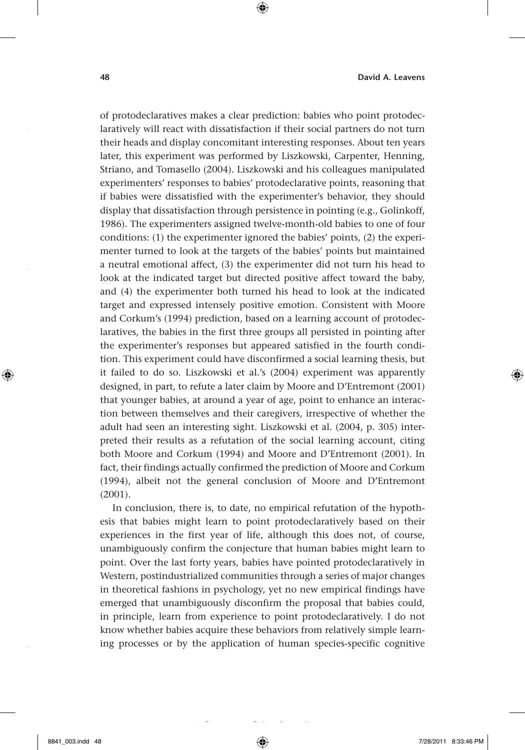of protodeclaratives makes a clear prediction: babies who point protodeclaratively will react with dissatisfaction if their social partners do not turn their heads and display concomitant interesting responses. About ten years later, this experiment was performed by Liszkowski, Carpenter, Henning, Striano, and Tomasello (2004). Liszkowski and his colleagues manipulated experimenters' responses to babies' protodeclarative points, reasoning that if babies were dissatisfied with the experimenter's behavior, they should display that dissatisfaction through persistence in pointing (e.g., Golinkoff, 1986). The experimenters assigned twelve-month-old babies to one of four conditions: (1) the experimenter ignored the babies' points, (2) the experimenter turned to look at the targets of the babies' points but maintained a neutral emotional affect, (3) the experimenter did not turn his head to look at the indicated target but directed positive affect toward the baby, and (4) the experimenter both turned his head to look at the indicated target and expressed intensely positive emotion. Consistent with Moore and Corkum's (1994) prediction, based on a learning account of protodeclaratives, the babies in the first three groups all persisted in pointing after the experimenter's responses but appeared satisfied in the fourth condition. This experiment could have disconfirmed a social learning thesis, but it failed to do so. Liszkowski et al.'s (2004) experiment was apparently designed, in part, to refute a later claim by Moore and D'Entremont (2001) that younger babies, at around a year of age, point to enhance an interaction between themselves and their caregivers, irrespective of whether the adult had seen an interesting sight. Liszkowski et al. (2004, p. 305) interpreted their results as a refutation of the social learning account, citing both Moore and Corkum (1994) and Moore and D'Entremont (2001). In fact, their findings actually confirmed the prediction of Moore and Corkum (1994), albeit not the general conclusion of Moore and D'Entremont (2001).

In conclusion, there is, to date, no empirical refutation of the hypothesis that babies might learn to point protodeclaratively based on their experiences in the first year of life, although this does not, of course, unambiguously confirm the conjecture that human babies might learn to point. Over the last forty years, babies have pointed protodeclaratively in Western, postindustrialized communities through a series of major changes in theoretical fashions in psychology, yet no new empirical findings have emerged that unambiguously disconfirm the proposal that babies could, in principle, learn from experience to point protodeclaratively. I do not know whether babies acquire these behaviors from relatively simple learning processes or by the application of human species-specific cognitive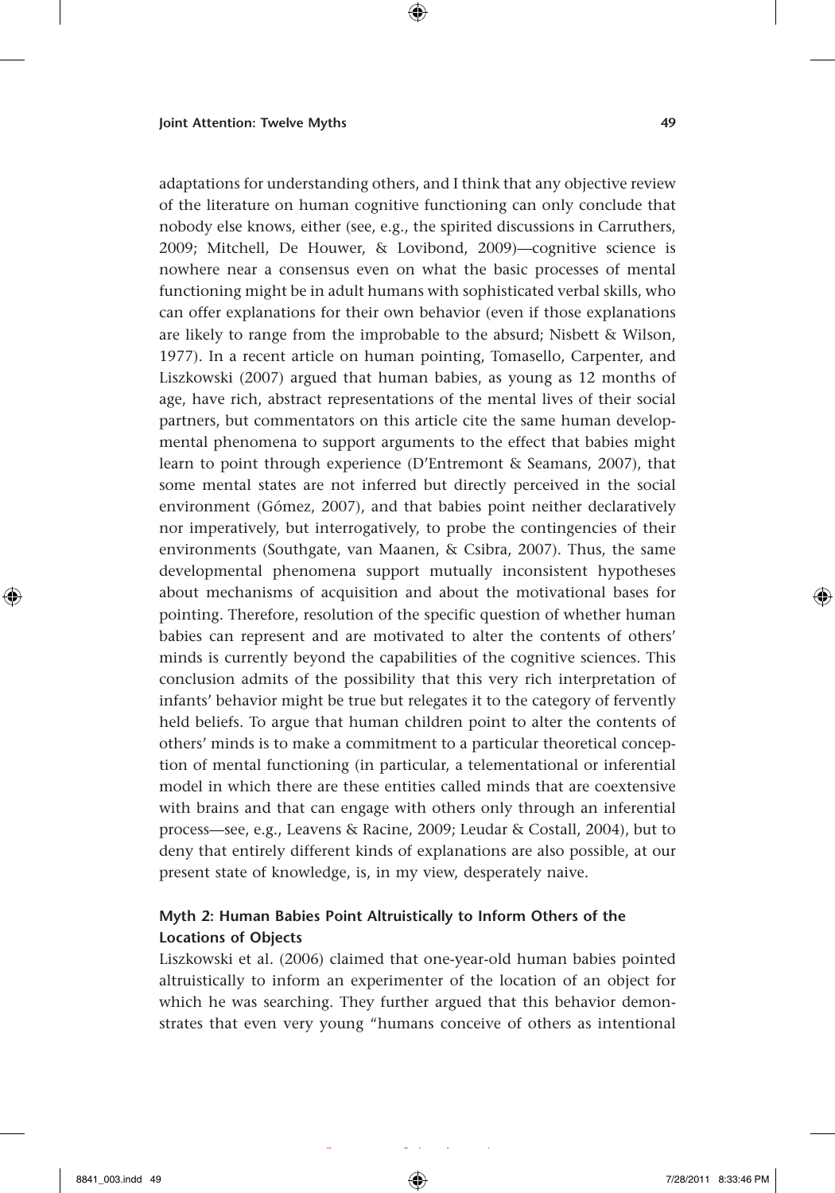adaptations for understanding others, and I think that any objective review of the literature on human cognitive functioning can only conclude that nobody else knows, either (see, e.g., the spirited discussions in Carruthers, 2009; Mitchell, De Houwer, & Lovibond, 2009)—cognitive science is nowhere near a consensus even on what the basic processes of mental functioning might be in adult humans with sophisticated verbal skills, who can offer explanations for their own behavior (even if those explanations are likely to range from the improbable to the absurd; Nisbett & Wilson, 1977). In a recent article on human pointing, Tomasello, Carpenter, and Liszkowski (2007) argued that human babies, as young as 12 months of age, have rich, abstract representations of the mental lives of their social partners, but commentators on this article cite the same human developmental phenomena to support arguments to the effect that babies might learn to point through experience (D'Entremont & Seamans, 2007), that some mental states are not inferred but directly perceived in the social environment (Gómez, 2007), and that babies point neither declaratively nor imperatively, but interrogatively, to probe the contingencies of their environments (Southgate, van Maanen, & Csibra, 2007). Thus, the same developmental phenomena support mutually inconsistent hypotheses about mechanisms of acquisition and about the motivational bases for pointing. Therefore, resolution of the specific question of whether human babies can represent and are motivated to alter the contents of others' minds is currently beyond the capabilities of the cognitive sciences. This conclusion admits of the possibility that this very rich interpretation of infants' behavior might be true but relegates it to the category of fervently held beliefs. To argue that human children point to alter the contents of others' minds is to make a commitment to a particular theoretical conception of mental functioning (in particular, a telementational or inferential model in which there are these entities called minds that are coextensive with brains and that can engage with others only through an inferential process—see, e.g., Leavens & Racine, 2009; Leudar & Costall, 2004), but to deny that entirely different kinds of explanations are also possible, at our present state of knowledge, is, in my view, desperately naive.

### Myth 2: Human Babies Point Altruistically to Inform Others of the Locations of Objects

Liszkowski et al. (2006) claimed that one-year-old human babies pointed altruistically to inform an experimenter of the location of an object for which he was searching. They further argued that this behavior demonstrates that even very young "humans conceive of others as intentional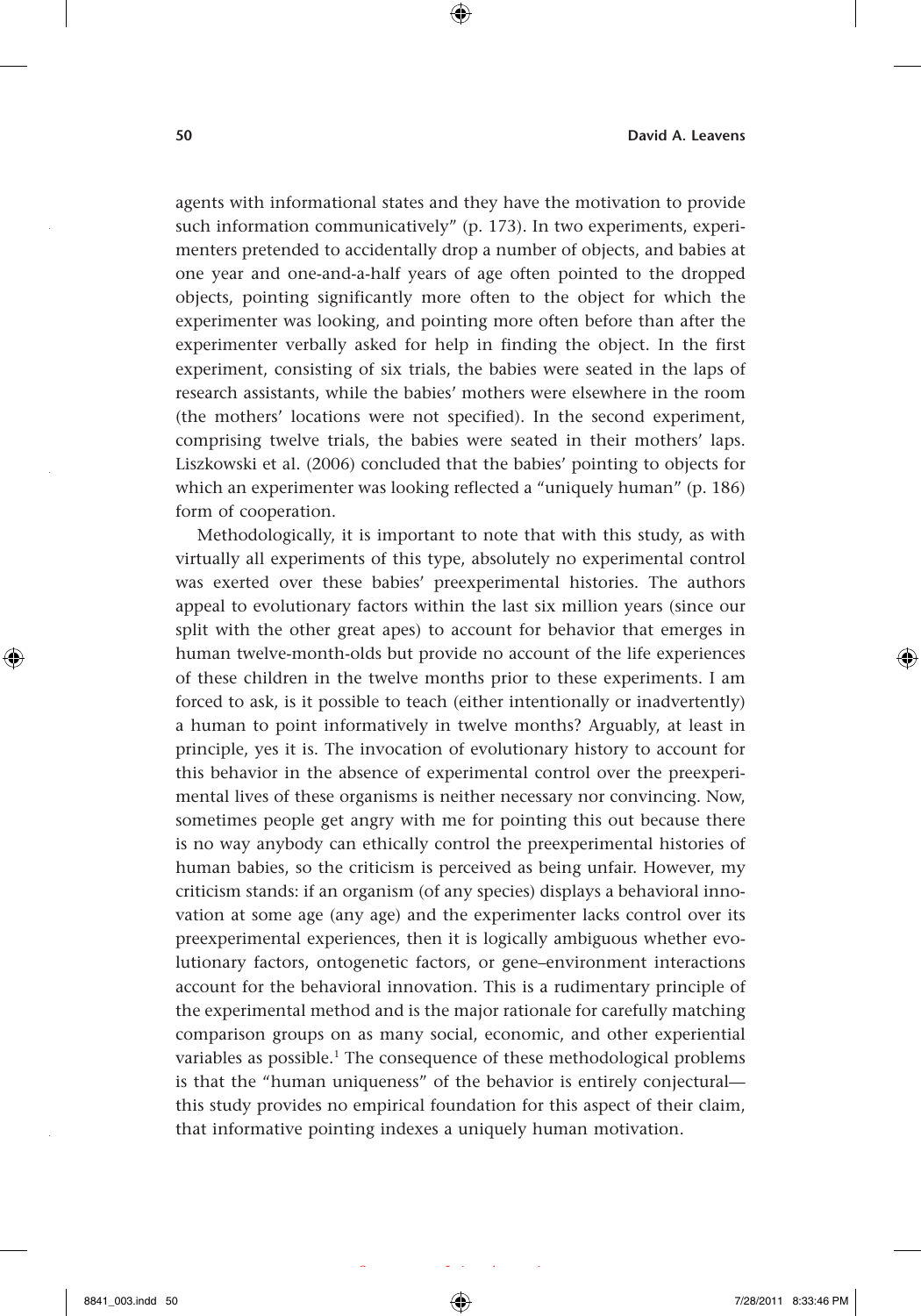agents with informational states and they have the motivation to provide such information communicatively" (p. 173). In two experiments, experimenters pretended to accidentally drop a number of objects, and babies at one year and one-and-a-half years of age often pointed to the dropped objects, pointing significantly more often to the object for which the experimenter was looking, and pointing more often before than after the experimenter verbally asked for help in finding the object. In the first experiment, consisting of six trials, the babies were seated in the laps of research assistants, while the babies' mothers were elsewhere in the room (the mothers' locations were not specified). In the second experiment, comprising twelve trials, the babies were seated in their mothers' laps. Liszkowski et al. (2006) concluded that the babies' pointing to objects for which an experimenter was looking reflected a "uniquely human" (p. 186) form of cooperation.

Methodologically, it is important to note that with this study, as with virtually all experiments of this type, absolutely no experimental control was exerted over these babies' preexperimental histories. The authors appeal to evolutionary factors within the last six million years (since our split with the other great apes) to account for behavior that emerges in human twelve-month-olds but provide no account of the life experiences of these children in the twelve months prior to these experiments. I am forced to ask, is it possible to teach (either intentionally or inadvertently) a human to point informatively in twelve months? Arguably, at least in principle, yes it is. The invocation of evolutionary history to account for this behavior in the absence of experimental control over the preexperimental lives of these organisms is neither necessary nor convincing. Now, sometimes people get angry with me for pointing this out because there is no way anybody can ethically control the preexperimental histories of human babies, so the criticism is perceived as being unfair. However, my criticism stands: if an organism (of any species) displays a behavioral innovation at some age (any age) and the experimenter lacks control over its preexperimental experiences, then it is logically ambiguous whether evolutionary factors, ontogenetic factors, or gene–environment interactions account for the behavioral innovation. This is a rudimentary principle of the experimental method and is the major rationale for carefully matching comparison groups on as many social, economic, and other experiential variables as possible.[1] The consequence of these methodological problems is that the "human uniqueness" of the behavior is entirely conjectural—this study provides no empirical foundation for this aspect of their claim, that informative pointing indexes a uniquely human motivation.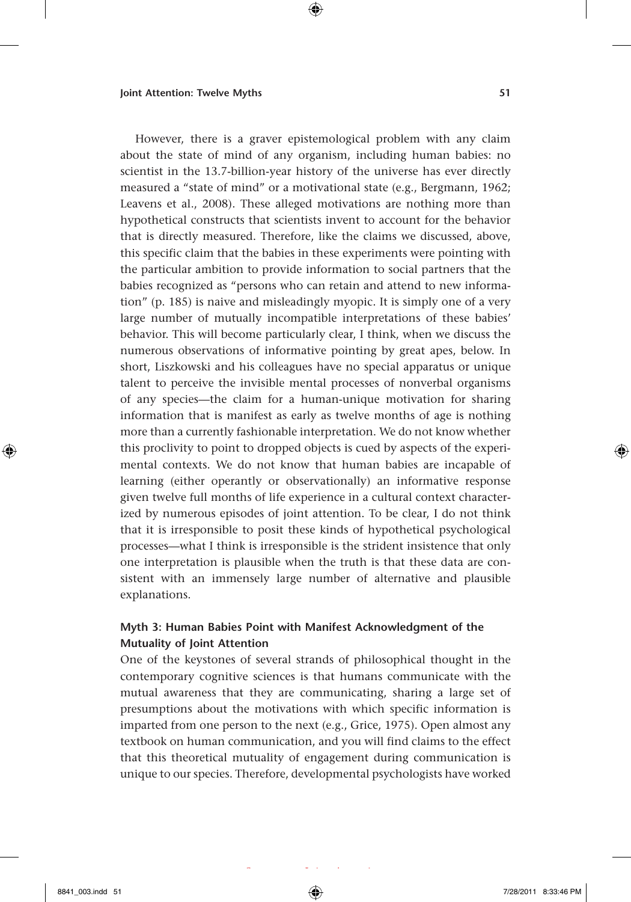However, there is a graver epistemological problem with any claim about the state of mind of any organism, including human babies: no scientist in the 13.7-billion-year history of the universe has ever directly measured a "state of mind" or a motivational state (e.g., Bergmann, 1962; Leavens et al., 2008). These alleged motivations are nothing more than hypothetical constructs that scientists invent to account for the behavior that is directly measured. Therefore, like the claims we discussed, above, this specific claim that the babies in these experiments were pointing with the particular ambition to provide information to social partners that the babies recognized as "persons who can retain and attend to new information" (p. 185) is naive and misleadingly myopic. It is simply one of a very large number of mutually incompatible interpretations of these babies' behavior. This will become particularly clear, I think, when we discuss the numerous observations of informative pointing by great apes, below. In short, Liszkowski and his colleagues have no special apparatus or unique talent to perceive the invisible mental processes of nonverbal organisms of any species—the claim for a human-unique motivation for sharing information that is manifest as early as twelve months of age is nothing more than a currently fashionable interpretation. We do not know whether this proclivity to point to dropped objects is cued by aspects of the experimental contexts. We do not know that human babies are incapable of learning (either operantly or observationally) an informative response given twelve full months of life experience in a cultural context characterized by numerous episodes of joint attention. To be clear, I do not think that it is irresponsible to posit these kinds of hypothetical psychological processes—what I think is irresponsible is the strident insistence that only one interpretation is plausible when the truth is that these data are consistent with an immensely large number of alternative and plausible explanations.

### Myth 3: Human Babies Point with Manifest Acknowledgment of the Mutuality of Joint Attention

One of the keystones of several strands of philosophical thought in the contemporary cognitive sciences is that humans communicate with the mutual awareness that they are communicating, sharing a large set of presumptions about the motivations with which specific information is imparted from one person to the next (e.g., Grice, 1975). Open almost any textbook on human communication, and you will find claims to the effect that this theoretical mutuality of engagement during communication is unique to our species. Therefore, developmental psychologists have worked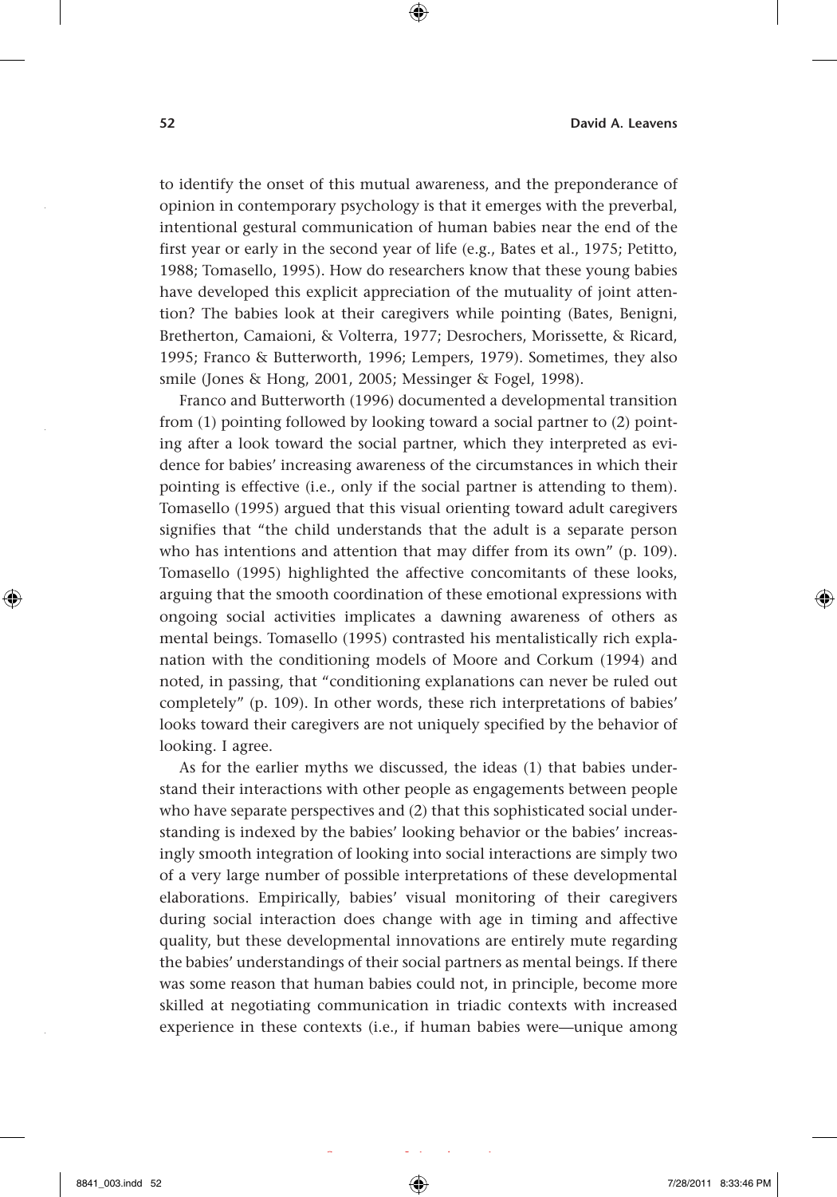to identify the onset of this mutual awareness, and the preponderance of opinion in contemporary psychology is that it emerges with the preverbal, intentional gestural communication of human babies near the end of the first year or early in the second year of life (e.g., Bates et al., 1975; Petitto, 1988; Tomasello, 1995). How do researchers know that these young babies have developed this explicit appreciation of the mutuality of joint attention? The babies look at their caregivers while pointing (Bates, Benigni, Bretherton, Camaioni, & Volterra, 1977; Desrochers, Morissette, & Ricard, 1995; Franco & Butterworth, 1996; Lempers, 1979). Sometimes, they also smile (Jones & Hong, 2001, 2005; Messinger & Fogel, 1998).

Franco and Butterworth (1996) documented a developmental transition from (1) pointing followed by looking toward a social partner to (2) pointing after a look toward the social partner, which they interpreted as evidence for babies' increasing awareness of the circumstances in which their pointing is effective (i.e., only if the social partner is attending to them). Tomasello (1995) argued that this visual orienting toward adult caregivers signifies that "the child understands that the adult is a separate person who has intentions and attention that may differ from its own" (p. 109). Tomasello (1995) highlighted the affective concomitants of these looks, arguing that the smooth coordination of these emotional expressions with ongoing social activities implicates a dawning awareness of others as mental beings. Tomasello (1995) contrasted his mentalistically rich explanation with the conditioning models of Moore and Corkum (1994) and noted, in passing, that "conditioning explanations can never be ruled out completely" (p. 109). In other words, these rich interpretations of babies' looks toward their caregivers are not uniquely specified by the behavior of looking. I agree.

As for the earlier myths we discussed, the ideas (1) that babies understand their interactions with other people as engagements between people who have separate perspectives and (2) that this sophisticated social understanding is indexed by the babies' looking behavior or the babies' increasingly smooth integration of looking into social interactions are simply two of a very large number of possible interpretations of these developmental elaborations. Empirically, babies' visual monitoring of their caregivers during social interaction does change with age in timing and affective quality, but these developmental innovations are entirely mute regarding the babies' understandings of their social partners as mental beings. If there was some reason that human babies could not, in principle, become more skilled at negotiating communication in triadic contexts with increased experience in these contexts (i.e., if human babies were—unique among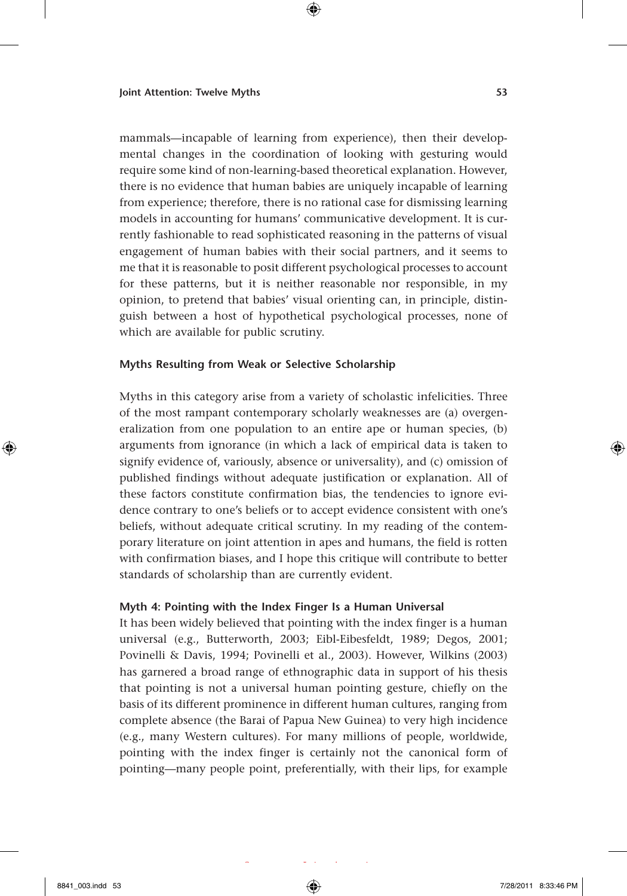mammals—incapable of learning from experience), then their developmental changes in the coordination of looking with gesturing would require some kind of non-learning-based theoretical explanation. However, there is no evidence that human babies are uniquely incapable of learning from experience; therefore, there is no rational case for dismissing learning models in accounting for humans' communicative development. It is currently fashionable to read sophisticated reasoning in the patterns of visual engagement of human babies with their social partners, and it seems to me that it is reasonable to posit different psychological processes to account for these patterns, but it is neither reasonable nor responsible, in my opinion, to pretend that babies' visual orienting can, in principle, distinguish between a host of hypothetical psychological processes, none of which are available for public scrutiny.

## Myths Resulting from Weak or Selective Scholarship

Myths in this category arise from a variety of scholastic infelicities. Three of the most rampant contemporary scholarly weaknesses are (a) overgeneralization from one population to an entire ape or human species, (b) arguments from ignorance (in which a lack of empirical data is taken to signify evidence of, variously, absence or universality), and (c) omission of published findings without adequate justification or explanation. All of these factors constitute confirmation bias, the tendencies to ignore evidence contrary to one's beliefs or to accept evidence consistent with one's beliefs, without adequate critical scrutiny. In my reading of the contemporary literature on joint attention in apes and humans, the field is rotten with confirmation biases, and I hope this critique will contribute to better standards of scholarship than are currently evident.

### Myth 4: Pointing with the Index Finger Is a Human Universal

It has been widely believed that pointing with the index finger is a human universal (e.g., Butterworth, 2003; Eibl-Eibesfeldt, 1989; Degos, 2001; Povinelli & Davis, 1994; Povinelli et al., 2003). However, Wilkins (2003) has garnered a broad range of ethnographic data in support of his thesis that pointing is not a universal human pointing gesture, chiefly on the basis of its different prominence in different human cultures, ranging from complete absence (the Barai of Papua New Guinea) to very high incidence (e.g., many Western cultures). For many millions of people, worldwide, pointing with the index finger is certainly not the canonical form of pointing—many people point, preferentially, with their lips, for example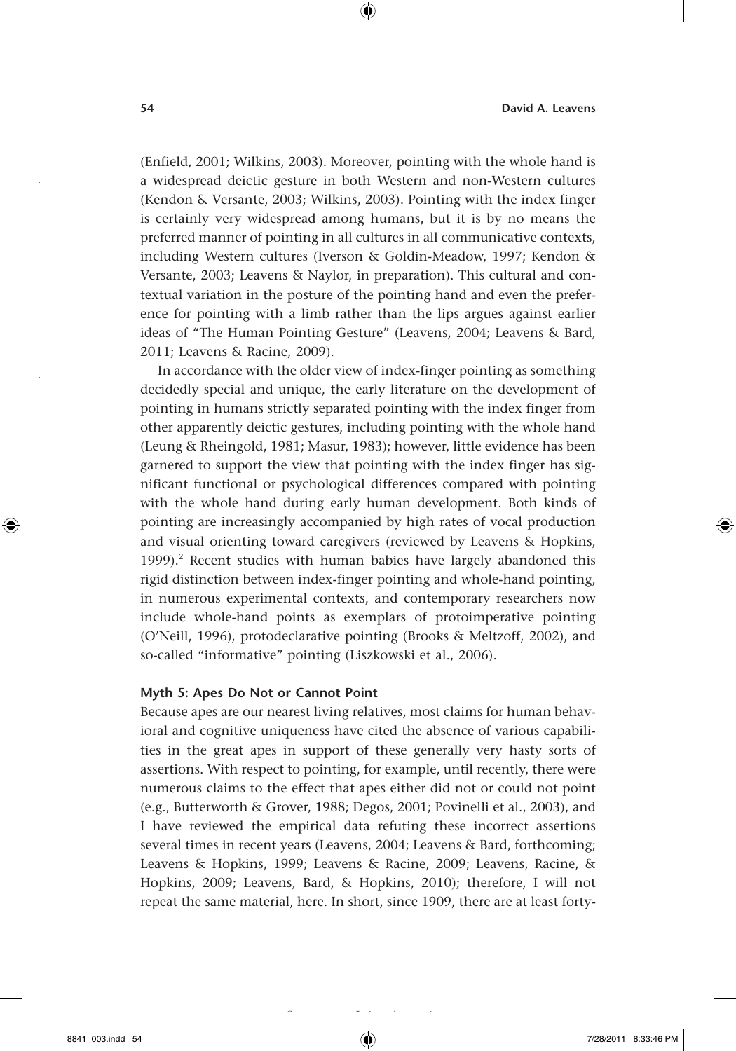(Enfield, 2001; Wilkins, 2003). Moreover, pointing with the whole hand is a widespread deictic gesture in both Western and non-Western cultures (Kendon & Versante, 2003; Wilkins, 2003). Pointing with the index finger is certainly very widespread among humans, but it is by no means the preferred manner of pointing in all cultures in all communicative contexts, including Western cultures (Iverson & Goldin-Meadow, 1997; Kendon & Versante, 2003; Leavens & Naylor, in preparation). This cultural and contextual variation in the posture of the pointing hand and even the preference for pointing with a limb rather than the lips argues against earlier ideas of "The Human Pointing Gesture" (Leavens, 2004; Leavens & Bard, 2011; Leavens & Racine, 2009).

In accordance with the older view of index-finger pointing as something decidedly special and unique, the early literature on the development of pointing in humans strictly separated pointing with the index finger from other apparently deictic gestures, including pointing with the whole hand (Leung & Rheingold, 1981; Masur, 1983); however, little evidence has been garnered to support the view that pointing with the index finger has significant functional or psychological differences compared with pointing with the whole hand during early human development. Both kinds of pointing are increasingly accompanied by high rates of vocal production and visual orienting toward caregivers (reviewed by Leavens & Hopkins, 1999).[2] Recent studies with human babies have largely abandoned this rigid distinction between index-finger pointing and whole-hand pointing, in numerous experimental contexts, and contemporary researchers now include whole-hand points as exemplars of protoimperative pointing (O'Neill, 1996), protodeclarative pointing (Brooks & Meltzoff, 2002), and so-called "informative" pointing (Liszkowski et al., 2006).

### Myth 5: Apes Do Not or Cannot Point

Because apes are our nearest living relatives, most claims for human behavioral and cognitive uniqueness have cited the absence of various capabilities in the great apes in support of these generally very hasty sorts of assertions. With respect to pointing, for example, until recently, there were numerous claims to the effect that apes either did not or could not point (e.g., Butterworth & Grover, 1988; Degos, 2001; Povinelli et al., 2003), and I have reviewed the empirical data refuting these incorrect assertions several times in recent years (Leavens, 2004; Leavens & Bard, forthcoming; Leavens & Hopkins, 1999; Leavens & Racine, 2009; Leavens, Racine, & Hopkins, 2009; Leavens, Bard, & Hopkins, 2010); therefore, I will not repeat the same material, here. In short, since 1909, there are at least forty-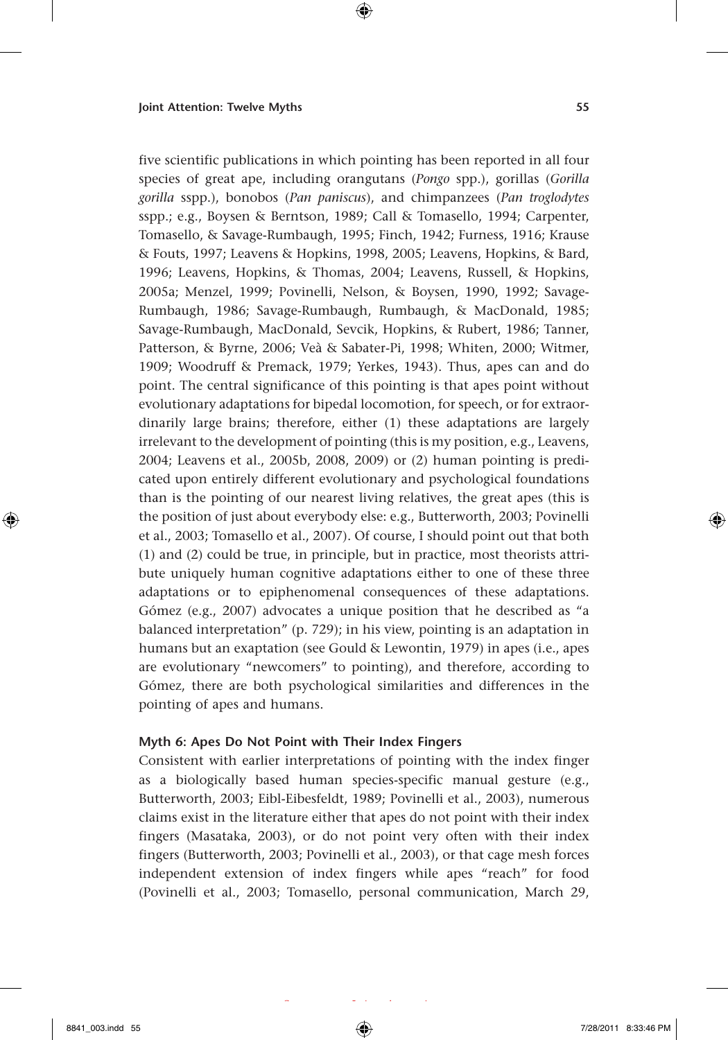five scientific publications in which pointing has been reported in all four species of great ape, including orangutans (*Pongo* spp.), gorillas (*Gorilla gorilla* sspp.), bonobos (*Pan paniscus*), and chimpanzees (*Pan troglodytes* sspp.; e.g., Boysen & Berntson, 1989; Call & Tomasello, 1994; Carpenter, Tomasello, & Savage-Rumbaugh, 1995; Finch, 1942; Furness, 1916; Krause & Fouts, 1997; Leavens & Hopkins, 1998, 2005; Leavens, Hopkins, & Bard, 1996; Leavens, Hopkins, & Thomas, 2004; Leavens, Russell, & Hopkins, 2005a; Menzel, 1999; Povinelli, Nelson, & Boysen, 1990, 1992; Savage-Rumbaugh, 1986; Savage-Rumbaugh, Rumbaugh, & MacDonald, 1985; Savage-Rumbaugh, MacDonald, Sevcik, Hopkins, & Rubert, 1986; Tanner, Patterson, & Byrne, 2006; Veà & Sabater-Pi, 1998; Whiten, 2000; Witmer, 1909; Woodruff & Premack, 1979; Yerkes, 1943). Thus, apes can and do point. The central significance of this pointing is that apes point without evolutionary adaptations for bipedal locomotion, for speech, or for extraordinarily large brains; therefore, either (1) these adaptations are largely irrelevant to the development of pointing (this is my position, e.g., Leavens, 2004; Leavens et al., 2005b, 2008, 2009) or (2) human pointing is predicated upon entirely different evolutionary and psychological foundations than is the pointing of our nearest living relatives, the great apes (this is the position of just about everybody else: e.g., Butterworth, 2003; Povinelli et al., 2003; Tomasello et al., 2007). Of course, I should point out that both (1) and (2) could be true, in principle, but in practice, most theorists attribute uniquely human cognitive adaptations either to one of these three adaptations or to epiphenomenal consequences of these adaptations. Gómez (e.g., 2007) advocates a unique position that he described as "a balanced interpretation" (p. 729); in his view, pointing is an adaptation in humans but an exaptation (see Gould & Lewontin, 1979) in apes (i.e., apes are evolutionary "newcomers" to pointing), and therefore, according to Gómez, there are both psychological similarities and differences in the pointing of apes and humans.

### Myth 6: Apes Do Not Point with Their Index Fingers

Consistent with earlier interpretations of pointing with the index finger as a biologically based human species-specific manual gesture (e.g., Butterworth, 2003; Eibl-Eibesfeldt, 1989; Povinelli et al., 2003), numerous claims exist in the literature either that apes do not point with their index fingers (Masataka, 2003), or do not point very often with their index fingers (Butterworth, 2003; Povinelli et al., 2003), or that cage mesh forces independent extension of index fingers while apes "reach" for food (Povinelli et al., 2003; Tomasello, personal communication, March 29,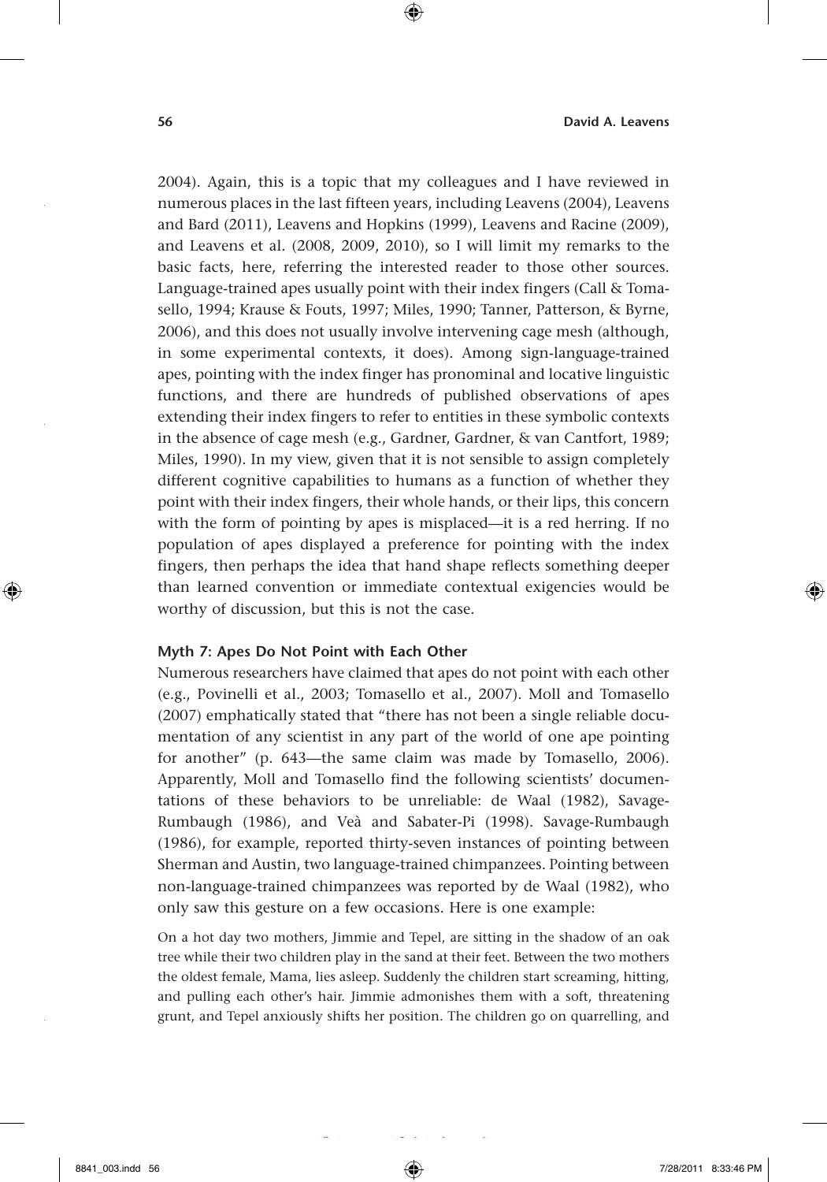2004). Again, this is a topic that my colleagues and I have reviewed in numerous places in the last fifteen years, including Leavens (2004), Leavens and Bard (2011), Leavens and Hopkins (1999), Leavens and Racine (2009), and Leavens et al. (2008, 2009, 2010), so I will limit my remarks to the basic facts, here, referring the interested reader to those other sources. Language-trained apes usually point with their index fingers (Call & Tomasello, 1994; Krause & Fouts, 1997; Miles, 1990; Tanner, Patterson, & Byrne, 2006), and this does not usually involve intervening cage mesh (although, in some experimental contexts, it does). Among sign-language-trained apes, pointing with the index finger has pronominal and locative linguistic functions, and there are hundreds of published observations of apes extending their index fingers to refer to entities in these symbolic contexts in the absence of cage mesh (e.g., Gardner, Gardner, & van Cantfort, 1989; Miles, 1990). In my view, given that it is not sensible to assign completely different cognitive capabilities to humans as a function of whether they point with their index fingers, their whole hands, or their lips, this concern with the form of pointing by apes is misplaced—it is a red herring. If no population of apes displayed a preference for pointing with the index fingers, then perhaps the idea that hand shape reflects something deeper than learned convention or immediate contextual exigencies would be worthy of discussion, but this is not the case.

### Myth 7: Apes Do Not Point with Each Other

Numerous researchers have claimed that apes do not point with each other (e.g., Povinelli et al., 2003; Tomasello et al., 2007). Moll and Tomasello (2007) emphatically stated that "there has not been a single reliable documentation of any scientist in any part of the world of one ape pointing for another" (p. 643—the same claim was made by Tomasello, 2006). Apparently, Moll and Tomasello find the following scientists' documentations of these behaviors to be unreliable: de Waal (1982), Savage-Rumbaugh (1986), and Veà and Sabater-Pi (1998). Savage-Rumbaugh (1986), for example, reported thirty-seven instances of pointing between Sherman and Austin, two language-trained chimpanzees. Pointing between non-language-trained chimpanzees was reported by de Waal (1982), who only saw this gesture on a few occasions. Here is one example:

> On a hot day two mothers, Jimmie and Tepel, are sitting in the shadow of an oak tree while their two children play in the sand at their feet. Between the two mothers the oldest female, Mama, lies asleep. Suddenly the children start screaming, hitting, and pulling each other's hair. Jimmie admonishes them with a soft, threatening grunt, and Tepel anxiously shifts her position. The children go on quarrelling, and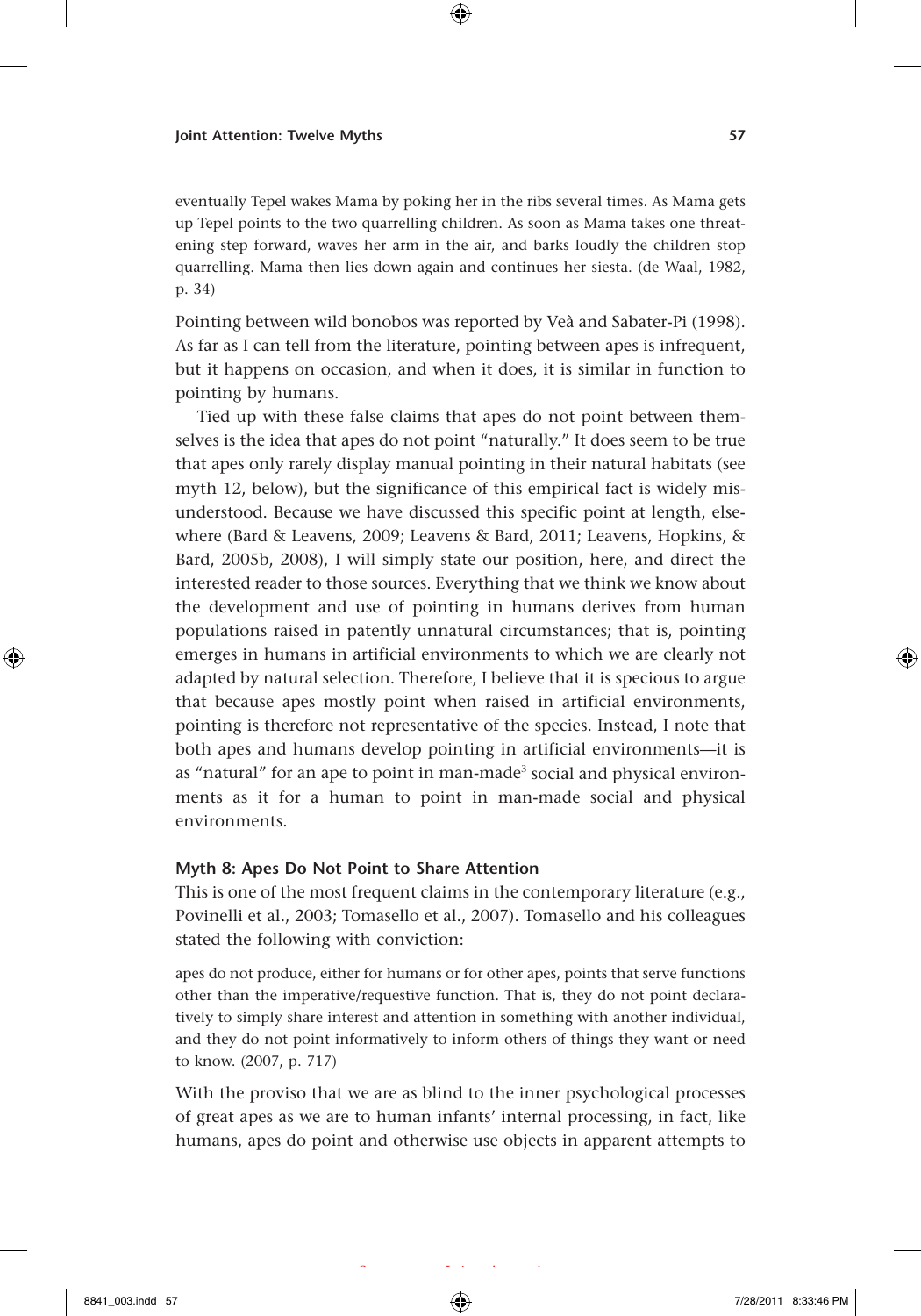eventually Tepel wakes Mama by poking her in the ribs several times. As Mama gets up Tepel points to the two quarrelling children. As soon as Mama takes one threatening step forward, waves her arm in the air, and barks loudly the children stop quarrelling. Mama then lies down again and continues her siesta. (de Waal, 1982, p. 34)

Pointing between wild bonobos was reported by Veà and Sabater-Pi (1998). As far as I can tell from the literature, pointing between apes is infrequent, but it happens on occasion, and when it does, it is similar in function to pointing by humans.

Tied up with these false claims that apes do not point between themselves is the idea that apes do not point "naturally." It does seem to be true that apes only rarely display manual pointing in their natural habitats (see myth 12, below), but the significance of this empirical fact is widely misunderstood. Because we have discussed this specific point at length, elsewhere (Bard & Leavens, 2009; Leavens & Bard, 2011; Leavens, Hopkins, & Bard, 2005b, 2008), I will simply state our position, here, and direct the interested reader to those sources. Everything that we think we know about the development and use of pointing in humans derives from human populations raised in patently unnatural circumstances; that is, pointing emerges in humans in artificial environments to which we are clearly not adapted by natural selection. Therefore, I believe that it is specious to argue that because apes mostly point when raised in artificial environments, pointing is therefore not representative of the species. Instead, I note that both apes and humans develop pointing in artificial environments—it is as "natural" for an ape to point in man-made[3] social and physical environments as it for a human to point in man-made social and physical environments.

### Myth 8: Apes Do Not Point to Share Attention

This is one of the most frequent claims in the contemporary literature (e.g., Povinelli et al., 2003; Tomasello et al., 2007). Tomasello and his colleagues stated the following with conviction:

> apes do not produce, either for humans or for other apes, points that serve functions other than the imperative/requestive function. That is, they do not point declaratively to simply share interest and attention in something with another individual, and they do not point informatively to inform others of things they want or need to know. (2007, p. 717)

With the proviso that we are as blind to the inner psychological processes of great apes as we are to human infants' internal processing, in fact, like humans, apes do point and otherwise use objects in apparent attempts to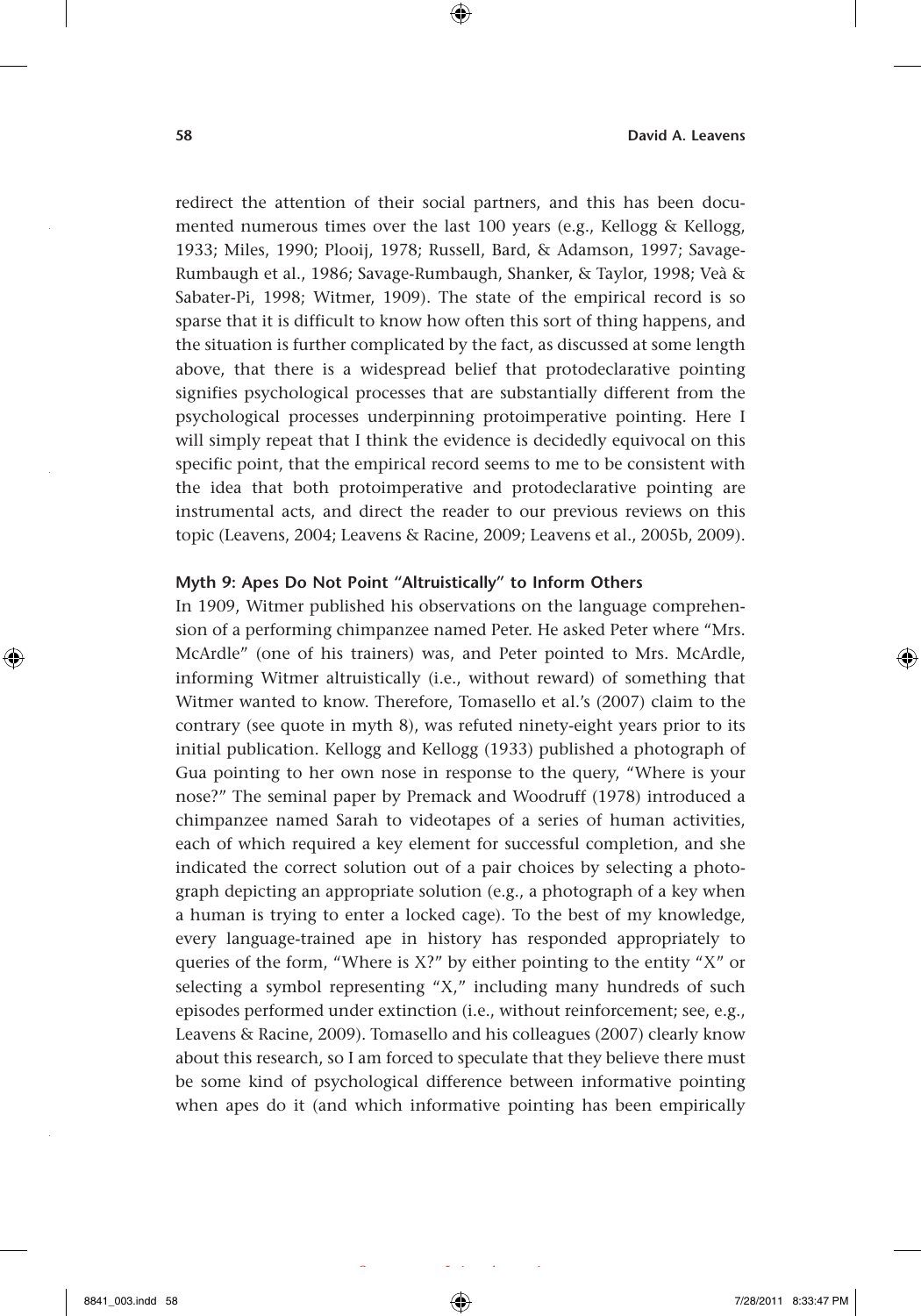redirect the attention of their social partners, and this has been documented numerous times over the last 100 years (e.g., Kellogg & Kellogg, 1933; Miles, 1990; Plooij, 1978; Russell, Bard, & Adamson, 1997; Savage-Rumbaugh et al., 1986; Savage-Rumbaugh, Shanker, & Taylor, 1998; Veà & Sabater-Pi, 1998; Witmer, 1909). The state of the empirical record is so sparse that it is difficult to know how often this sort of thing happens, and the situation is further complicated by the fact, as discussed at some length above, that there is a widespread belief that protodeclarative pointing signifies psychological processes that are substantially different from the psychological processes underpinning protoimperative pointing. Here I will simply repeat that I think the evidence is decidedly equivocal on this specific point, that the empirical record seems to me to be consistent with the idea that both protoimperative and protodeclarative pointing are instrumental acts, and direct the reader to our previous reviews on this topic (Leavens, 2004; Leavens & Racine, 2009; Leavens et al., 2005b, 2009).

### Myth 9: Apes Do Not Point "Altruistically" to Inform Others

In 1909, Witmer published his observations on the language comprehension of a performing chimpanzee named Peter. He asked Peter where "Mrs. McArdle" (one of his trainers) was, and Peter pointed to Mrs. McArdle, informing Witmer altruistically (i.e., without reward) of something that Witmer wanted to know. Therefore, Tomasello et al.'s (2007) claim to the contrary (see quote in myth 8), was refuted ninety-eight years prior to its initial publication. Kellogg and Kellogg (1933) published a photograph of Gua pointing to her own nose in response to the query, "Where is your nose?" The seminal paper by Premack and Woodruff (1978) introduced a chimpanzee named Sarah to videotapes of a series of human activities, each of which required a key element for successful completion, and she indicated the correct solution out of a pair choices by selecting a photograph depicting an appropriate solution (e.g., a photograph of a key when a human is trying to enter a locked cage). To the best of my knowledge, every language-trained ape in history has responded appropriately to queries of the form, "Where is X?" by either pointing to the entity "X" or selecting a symbol representing "X," including many hundreds of such episodes performed under extinction (i.e., without reinforcement; see, e.g., Leavens & Racine, 2009). Tomasello and his colleagues (2007) clearly know about this research, so I am forced to speculate that they believe there must be some kind of psychological difference between informative pointing when apes do it (and which informative pointing has been empirically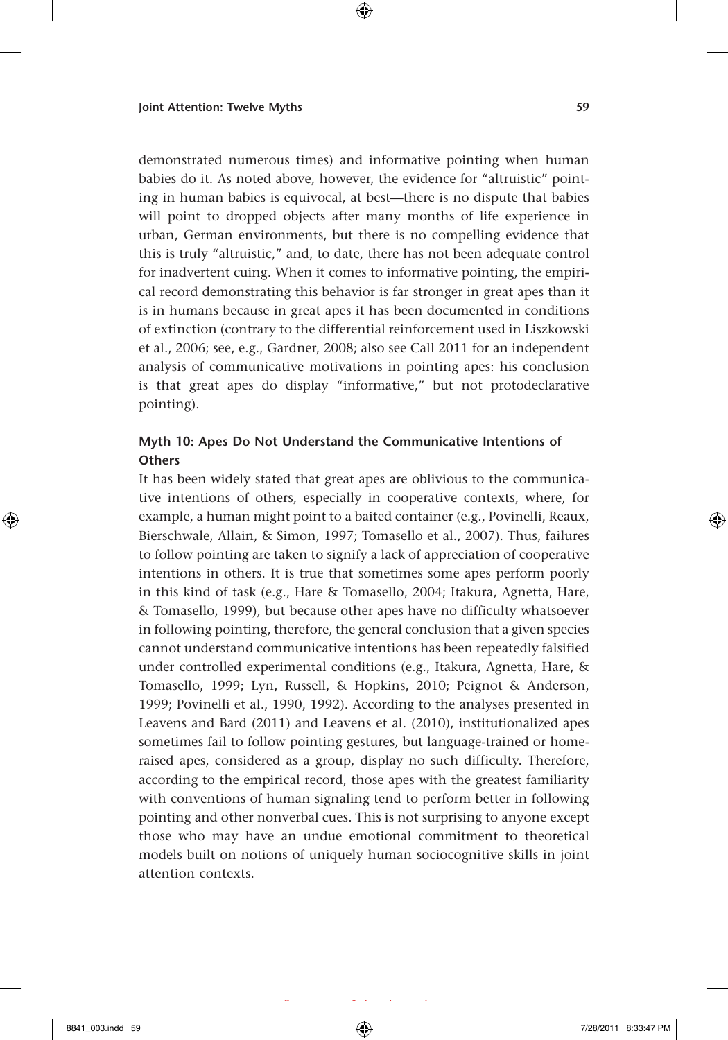demonstrated numerous times) and informative pointing when human babies do it. As noted above, however, the evidence for "altruistic" pointing in human babies is equivocal, at best—there is no dispute that babies will point to dropped objects after many months of life experience in urban, German environments, but there is no compelling evidence that this is truly "altruistic," and, to date, there has not been adequate control for inadvertent cuing. When it comes to informative pointing, the empirical record demonstrating this behavior is far stronger in great apes than it is in humans because in great apes it has been documented in conditions of extinction (contrary to the differential reinforcement used in Liszkowski et al., 2006; see, e.g., Gardner, 2008; also see Call 2011 for an independent analysis of communicative motivations in pointing apes: his conclusion is that great apes do display "informative," but not protodeclarative pointing).

### Myth 10: Apes Do Not Understand the Communicative Intentions of Others

It has been widely stated that great apes are oblivious to the communicative intentions of others, especially in cooperative contexts, where, for example, a human might point to a baited container (e.g., Povinelli, Reaux, Bierschwale, Allain, & Simon, 1997; Tomasello et al., 2007). Thus, failures to follow pointing are taken to signify a lack of appreciation of cooperative intentions in others. It is true that sometimes some apes perform poorly in this kind of task (e.g., Hare & Tomasello, 2004; Itakura, Agnetta, Hare, & Tomasello, 1999), but because other apes have no difficulty whatsoever in following pointing, therefore, the general conclusion that a given species cannot understand communicative intentions has been repeatedly falsified under controlled experimental conditions (e.g., Itakura, Agnetta, Hare, & Tomasello, 1999; Lyn, Russell, & Hopkins, 2010; Peignot & Anderson, 1999; Povinelli et al., 1990, 1992). According to the analyses presented in Leavens and Bard (2011) and Leavens et al. (2010), institutionalized apes sometimes fail to follow pointing gestures, but language-trained or home-raised apes, considered as a group, display no such difficulty. Therefore, according to the empirical record, those apes with the greatest familiarity with conventions of human signaling tend to perform better in following pointing and other nonverbal cues. This is not surprising to anyone except those who may have an undue emotional commitment to theoretical models built on notions of uniquely human sociocognitive skills in joint attention contexts.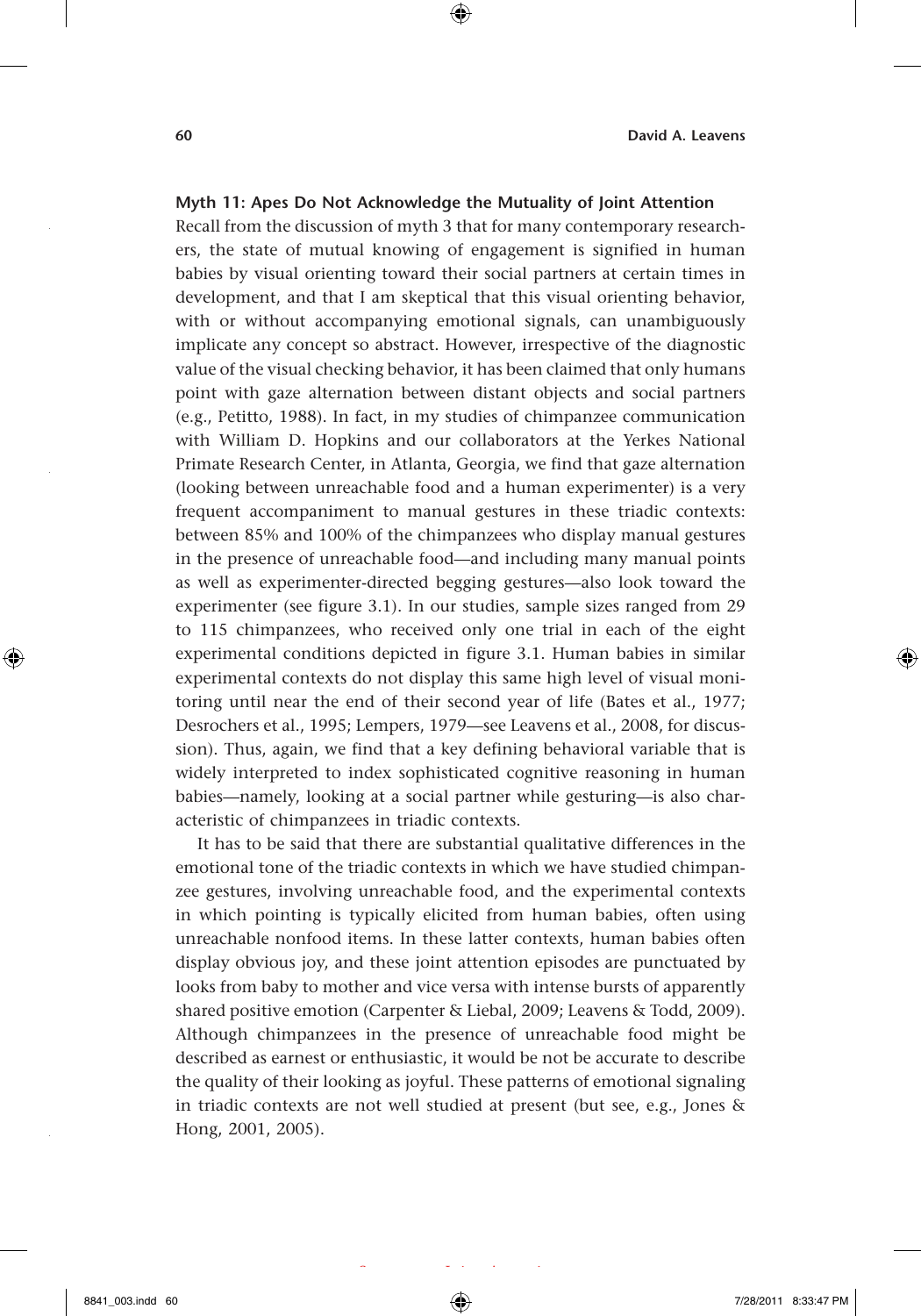### Myth 11: Apes Do Not Acknowledge the Mutuality of Joint Attention

Recall from the discussion of myth 3 that for many contemporary researchers, the state of mutual knowing of engagement is signified in human babies by visual orienting toward their social partners at certain times in development, and that I am skeptical that this visual orienting behavior, with or without accompanying emotional signals, can unambiguously implicate any concept so abstract. However, irrespective of the diagnostic value of the visual checking behavior, it has been claimed that only humans point with gaze alternation between distant objects and social partners (e.g., Petitto, 1988). In fact, in my studies of chimpanzee communication with William D. Hopkins and our collaborators at the Yerkes National Primate Research Center, in Atlanta, Georgia, we find that gaze alternation (looking between unreachable food and a human experimenter) is a very frequent accompaniment to manual gestures in these triadic contexts: between 85% and 100% of the chimpanzees who display manual gestures in the presence of unreachable food—and including many manual points as well as experimenter-directed begging gestures—also look toward the experimenter (see figure 3.1). In our studies, sample sizes ranged from 29 to 115 chimpanzees, who received only one trial in each of the eight experimental conditions depicted in figure 3.1. Human babies in similar experimental contexts do not display this same high level of visual monitoring until near the end of their second year of life (Bates et al., 1977; Desrochers et al., 1995; Lempers, 1979—see Leavens et al., 2008, for discussion). Thus, again, we find that a key defining behavioral variable that is widely interpreted to index sophisticated cognitive reasoning in human babies—namely, looking at a social partner while gesturing—is also characteristic of chimpanzees in triadic contexts.

It has to be said that there are substantial qualitative differences in the emotional tone of the triadic contexts in which we have studied chimpanzee gestures, involving unreachable food, and the experimental contexts in which pointing is typically elicited from human babies, often using unreachable nonfood items. In these latter contexts, human babies often display obvious joy, and these joint attention episodes are punctuated by looks from baby to mother and vice versa with intense bursts of apparently shared positive emotion (Carpenter & Liebal, 2009; Leavens & Todd, 2009). Although chimpanzees in the presence of unreachable food might be described as earnest or enthusiastic, it would be not be accurate to describe the quality of their looking as joyful. These patterns of emotional signaling in triadic contexts are not well studied at present (but see, e.g., Jones & Hong, 2001, 2005).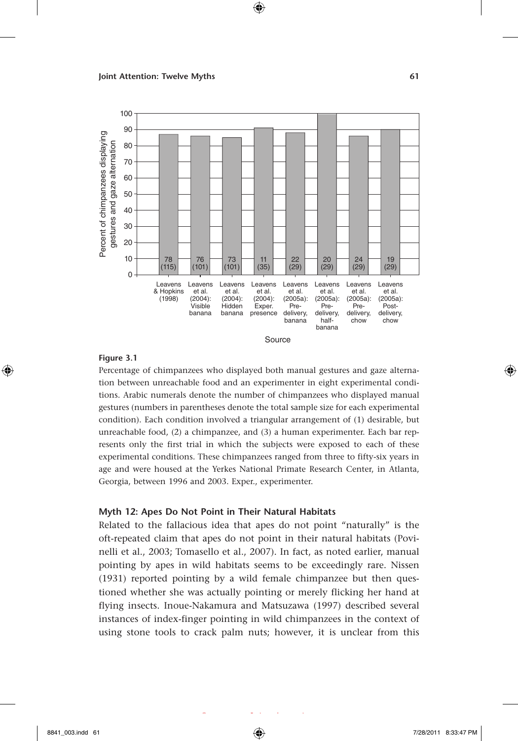**Figure 3.1**

Percentage of chimpanzees who displayed both manual gestures and gaze alternation between unreachable food and an experimenter in eight experimental conditions. Arabic numerals denote the number of chimpanzees who displayed manual gestures (numbers in parentheses denote the total sample size for each experimental condition). Each condition involved a triangular arrangement of (1) desirable, but unreachable food, (2) a chimpanzee, and (3) a human experimenter. Each bar represents only the first trial in which the subjects were exposed to each of these experimental conditions. These chimpanzees ranged from three to fifty-six years in age and were housed at the Yerkes National Primate Research Center, in Atlanta, Georgia, between 1996 and 2003. Exper., experimenter.

### Myth 12: Apes Do Not Point in Their Natural Habitats

Related to the fallacious idea that apes do not point "naturally" is the oft-repeated claim that apes do not point in their natural habitats (Povinelli et al., 2003; Tomasello et al., 2007). In fact, as noted earlier, manual pointing by apes in wild habitats seems to be exceedingly rare. Nissen (1931) reported pointing by a wild female chimpanzee but then questioned whether she was actually pointing or merely flicking her hand at flying insects. Inoue-Nakamura and Matsuzawa (1997) described several instances of index-finger pointing in wild chimpanzees in the context of using stone tools to crack palm nuts; however, it is unclear from this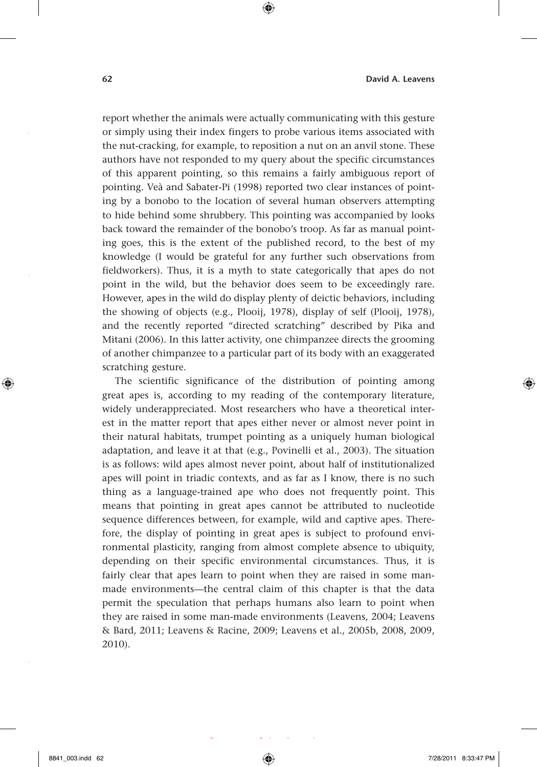report whether the animals were actually communicating with this gesture or simply using their index fingers to probe various items associated with the nut-cracking, for example, to reposition a nut on an anvil stone. These authors have not responded to my query about the specific circumstances of this apparent pointing, so this remains a fairly ambiguous report of pointing. Veà and Sabater-Pi (1998) reported two clear instances of pointing by a bonobo to the location of several human observers attempting to hide behind some shrubbery. This pointing was accompanied by looks back toward the remainder of the bonobo's troop. As far as manual pointing goes, this is the extent of the published record, to the best of my knowledge (I would be grateful for any further such observations from fieldworkers). Thus, it is a myth to state categorically that apes do not point in the wild, but the behavior does seem to be exceedingly rare. However, apes in the wild do display plenty of deictic behaviors, including the showing of objects (e.g., Plooij, 1978), display of self (Plooij, 1978), and the recently reported "directed scratching" described by Pika and Mitani (2006). In this latter activity, one chimpanzee directs the grooming of another chimpanzee to a particular part of its body with an exaggerated scratching gesture.

The scientific significance of the distribution of pointing among great apes is, according to my reading of the contemporary literature, widely underappreciated. Most researchers who have a theoretical interest in the matter report that apes either never or almost never point in their natural habitats, trumpet pointing as a uniquely human biological adaptation, and leave it at that (e.g., Povinelli et al., 2003). The situation is as follows: wild apes almost never point, about half of institutionalized apes will point in triadic contexts, and as far as I know, there is no such thing as a language-trained ape who does not frequently point. This means that pointing in great apes cannot be attributed to nucleotide sequence differences between, for example, wild and captive apes. Therefore, the display of pointing in great apes is subject to profound environmental plasticity, ranging from almost complete absence to ubiquity, depending on their specific environmental circumstances. Thus, it is fairly clear that apes learn to point when they are raised in some man-made environments—the central claim of this chapter is that the data permit the speculation that perhaps humans also learn to point when they are raised in some man-made environments (Leavens, 2004; Leavens & Bard, 2011; Leavens & Racine, 2009; Leavens et al., 2005b, 2008, 2009, 2010).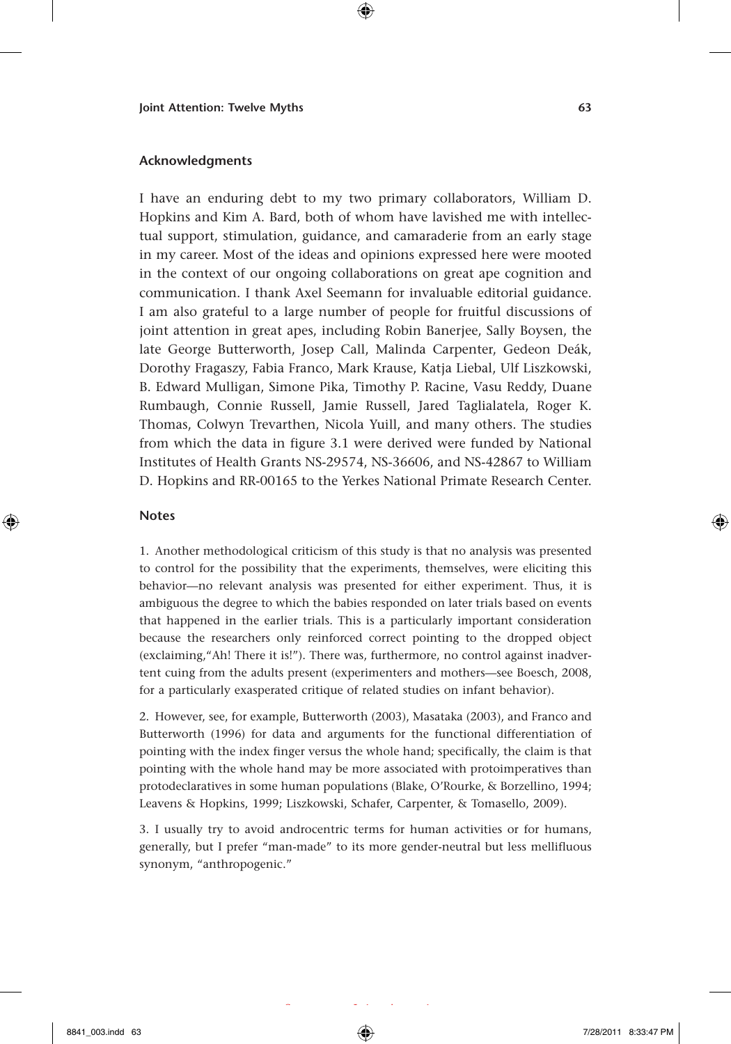## Acknowledgments

I have an enduring debt to my two primary collaborators, William D. Hopkins and Kim A. Bard, both of whom have lavished me with intellectual support, stimulation, guidance, and camaraderie from an early stage in my career. Most of the ideas and opinions expressed here were mooted in the context of our ongoing collaborations on great ape cognition and communication. I thank Axel Seemann for invaluable editorial guidance. I am also grateful to a large number of people for fruitful discussions of joint attention in great apes, including Robin Banerjee, Sally Boysen, the late George Butterworth, Josep Call, Malinda Carpenter, Gedeon Deák, Dorothy Fragaszy, Fabia Franco, Mark Krause, Katja Liebal, Ulf Liszkowski, B. Edward Mulligan, Simone Pika, Timothy P. Racine, Vasu Reddy, Duane Rumbaugh, Connie Russell, Jamie Russell, Jared Taglialatela, Roger K. Thomas, Colwyn Trevarthen, Nicola Yuill, and many others. The studies from which the data in figure 3.1 were derived were funded by National Institutes of Health Grants NS-29574, NS-36606, and NS-42867 to William D. Hopkins and RR-00165 to the Yerkes National Primate Research Center.

## Notes

1. Another methodological criticism of this study is that no analysis was presented to control for the possibility that the experiments, themselves, were eliciting this behavior—no relevant analysis was presented for either experiment. Thus, it is ambiguous the degree to which the babies responded on later trials based on events that happened in the earlier trials. This is a particularly important consideration because the researchers only reinforced correct pointing to the dropped object (exclaiming,"Ah! There it is!"). There was, furthermore, no control against inadvertent cuing from the adults present (experimenters and mothers—see Boesch, 2008, for a particularly exasperated critique of related studies on infant behavior).

2. However, see, for example, Butterworth (2003), Masataka (2003), and Franco and Butterworth (1996) for data and arguments for the functional differentiation of pointing with the index finger versus the whole hand; specifically, the claim is that pointing with the whole hand may be more associated with protoimperatives than protodeclaratives in some human populations (Blake, O'Rourke, & Borzellino, 1994; Leavens & Hopkins, 1999; Liszkowski, Schafer, Carpenter, & Tomasello, 2009).

3. I usually try to avoid androcentric terms for human activities or for humans, generally, but I prefer "man-made" to its more gender-neutral but less mellifluous synonym, "anthropogenic."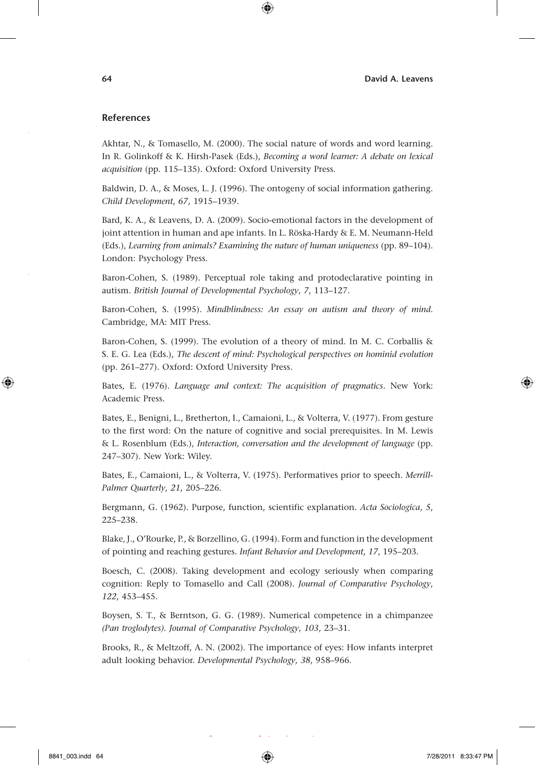## References

Akhtar, N., & Tomasello, M. (2000). The social nature of words and word learning. In R. Golinkoff & K. Hirsh-Pasek (Eds.), *Becoming a word learner: A debate on lexical acquisition* (pp. 115–135). Oxford: Oxford University Press.

Baldwin, D. A., & Moses, L. J. (1996). The ontogeny of social information gathering. *Child Development*, *67*, 1915–1939.

Bard, K. A., & Leavens, D. A. (2009). Socio-emotional factors in the development of joint attention in human and ape infants. In L. Röska-Hardy & E. M. Neumann-Held (Eds.), *Learning from animals? Examining the nature of human uniqueness* (pp. 89–104). London: Psychology Press.

Baron-Cohen, S. (1989). Perceptual role taking and protodeclarative pointing in autism. *British Journal of Developmental Psychology*, *7*, 113–127.

Baron-Cohen, S. (1995). *Mindblindness: An essay on autism and theory of mind.* Cambridge, MA: MIT Press.

Baron-Cohen, S. (1999). The evolution of a theory of mind. In M. C. Corballis & S. E. G. Lea (Eds.), *The descent of mind: Psychological perspectives on hominid evolution* (pp. 261–277). Oxford: Oxford University Press.

Bates, E. (1976). *Language and context: The acquisition of pragmatics*. New York: Academic Press.

Bates, E., Benigni, L., Bretherton, I., Camaioni, L., & Volterra, V. (1977). From gesture to the first word: On the nature of cognitive and social prerequisites. In M. Lewis & L. Rosenblum (Eds.), *Interaction, conversation and the development of language* (pp. 247–307). New York: Wiley.

Bates, E., Camaioni, L., & Volterra, V. (1975). Performatives prior to speech. *Merrill-Palmer Quarterly*, *21*, 205–226.

Bergmann, G. (1962). Purpose, function, scientific explanation. *Acta Sociologica*, *5*, 225–238.

Blake, J., O'Rourke, P., & Borzellino, G. (1994). Form and function in the development of pointing and reaching gestures. *Infant Behavior and Development*, *17*, 195–203.

Boesch, C. (2008). Taking development and ecology seriously when comparing cognition: Reply to Tomasello and Call (2008). *Journal of Comparative Psychology*, *122*, 453–455.

Boysen, S. T., & Berntson, G. G. (1989). Numerical competence in a chimpanzee *(Pan troglodytes). Journal of Comparative Psychology*, *103*, 23–31.

Brooks, R., & Meltzoff, A. N. (2002). The importance of eyes: How infants interpret adult looking behavior. *Developmental Psychology*, *38*, 958–966.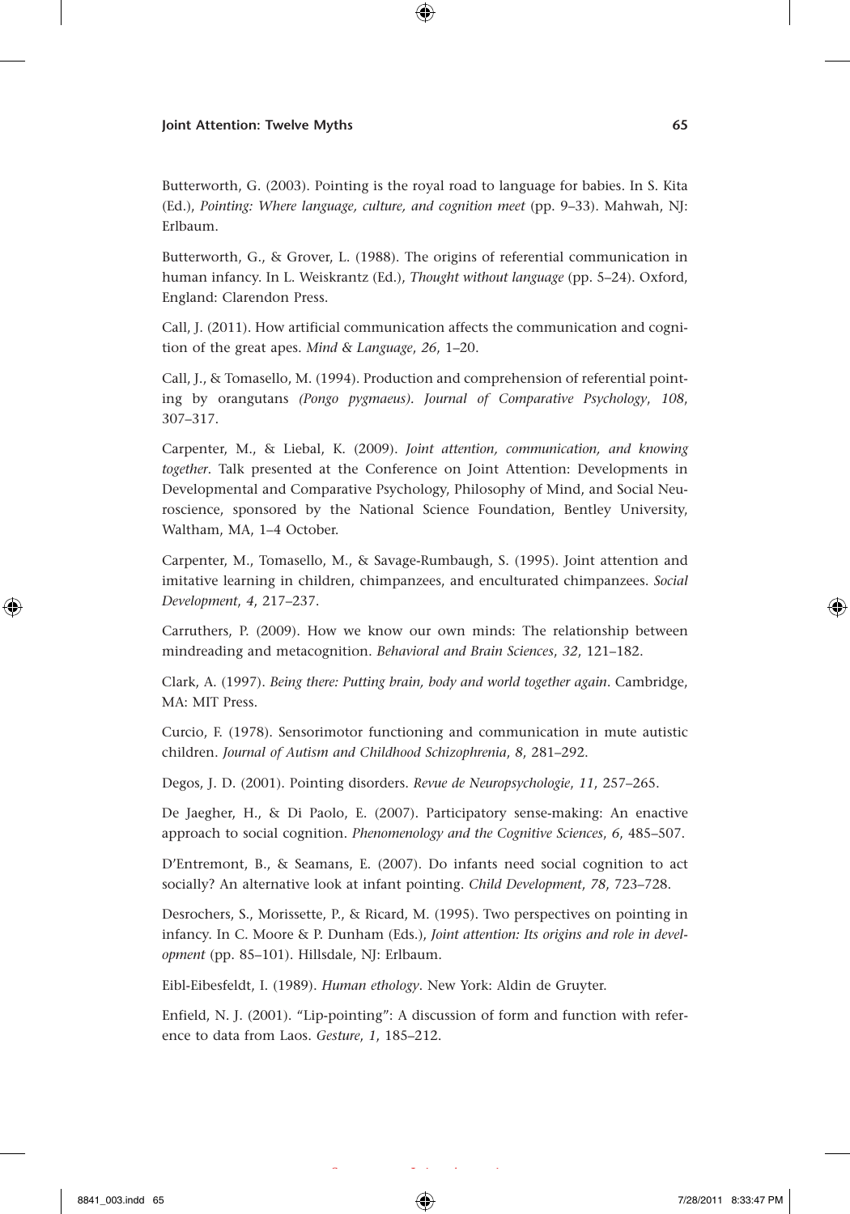Butterworth, G. (2003). Pointing is the royal road to language for babies. In S. Kita (Ed.), *Pointing: Where language, culture, and cognition meet* (pp. 9–33). Mahwah, NJ: Erlbaum.

Butterworth, G., & Grover, L. (1988). The origins of referential communication in human infancy. In L. Weiskrantz (Ed.), *Thought without language* (pp. 5–24). Oxford, England: Clarendon Press.

Call, J. (2011). How artificial communication affects the communication and cognition of the great apes. *Mind & Language*, *26*, 1–20.

Call, J., & Tomasello, M. (1994). Production and comprehension of referential pointing by orangutans *(Pongo pygmaeus)*. *Journal of Comparative Psychology*, *108*, 307–317.

Carpenter, M., & Liebal, K. (2009). *Joint attention, communication, and knowing together*. Talk presented at the Conference on Joint Attention: Developments in Developmental and Comparative Psychology, Philosophy of Mind, and Social Neuroscience, sponsored by the National Science Foundation, Bentley University, Waltham, MA, 1–4 October.

Carpenter, M., Tomasello, M., & Savage-Rumbaugh, S. (1995). Joint attention and imitative learning in children, chimpanzees, and enculturated chimpanzees. *Social Development*, *4*, 217–237.

Carruthers, P. (2009). How we know our own minds: The relationship between mindreading and metacognition. *Behavioral and Brain Sciences*, *32*, 121–182.

Clark, A. (1997). *Being there: Putting brain, body and world together again*. Cambridge, MA: MIT Press.

Curcio, F. (1978). Sensorimotor functioning and communication in mute autistic children. *Journal of Autism and Childhood Schizophrenia*, *8*, 281–292.

Degos, J. D. (2001). Pointing disorders. *Revue de Neuropsychologie*, *11*, 257–265.

De Jaegher, H., & Di Paolo, E. (2007). Participatory sense-making: An enactive approach to social cognition. *Phenomenology and the Cognitive Sciences*, *6*, 485–507.

D'Entremont, B., & Seamans, E. (2007). Do infants need social cognition to act socially? An alternative look at infant pointing. *Child Development*, *78*, 723–728.

Desrochers, S., Morissette, P., & Ricard, M. (1995). Two perspectives on pointing in infancy. In C. Moore & P. Dunham (Eds.), *Joint attention: Its origins and role in development* (pp. 85–101). Hillsdale, NJ: Erlbaum.

Eibl-Eibesfeldt, I. (1989). *Human ethology*. New York: Aldin de Gruyter.

Enfield, N. J. (2001). "Lip-pointing": A discussion of form and function with reference to data from Laos. *Gesture*, *1*, 185–212.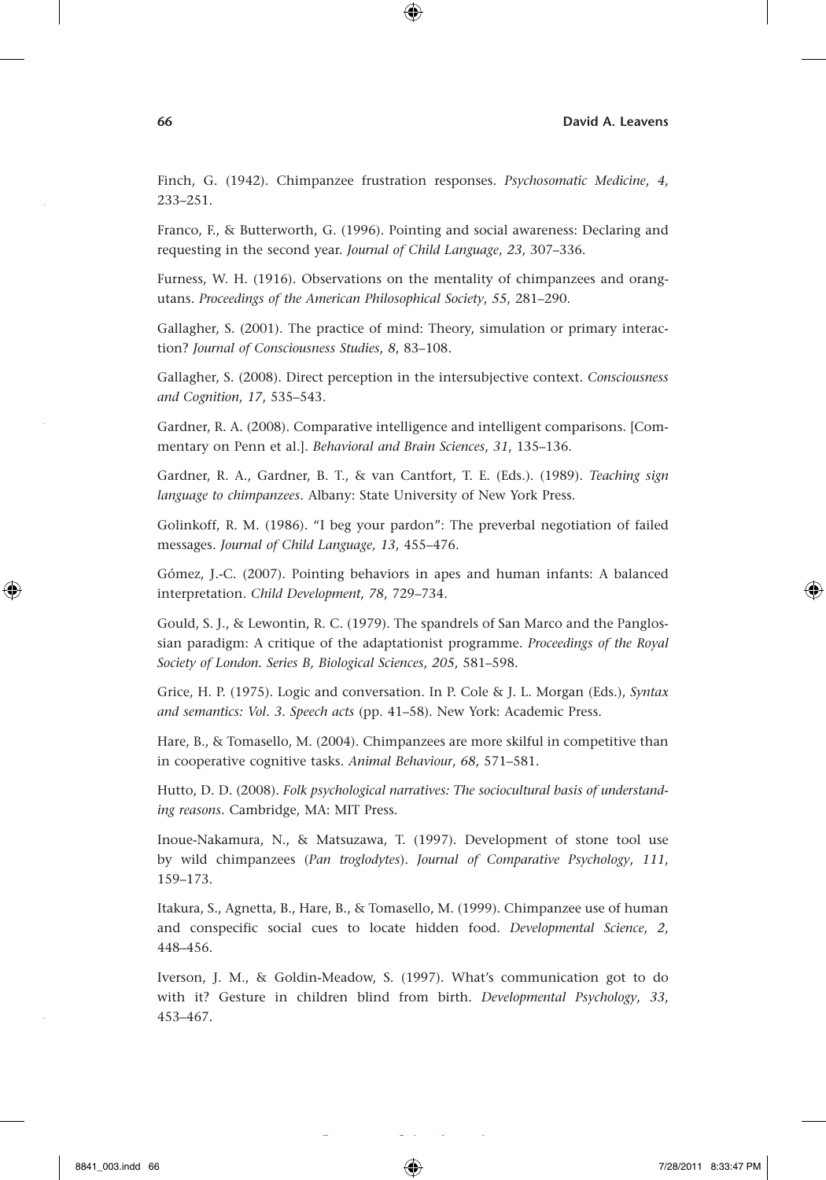Finch, G. (1942). Chimpanzee frustration responses. *Psychosomatic Medicine*, *4*, 233–251.

Franco, F., & Butterworth, G. (1996). Pointing and social awareness: Declaring and requesting in the second year. *Journal of Child Language*, *23*, 307–336.

Furness, W. H. (1916). Observations on the mentality of chimpanzees and orang-utans. *Proceedings of the American Philosophical Society*, *55*, 281–290.

Gallagher, S. (2001). The practice of mind: Theory, simulation or primary interaction? *Journal of Consciousness Studies*, *8*, 83–108.

Gallagher, S. (2008). Direct perception in the intersubjective context. *Consciousness and Cognition*, *17*, 535–543.

Gardner, R. A. (2008). Comparative intelligence and intelligent comparisons. [Commentary on Penn et al.]. *Behavioral and Brain Sciences*, *31*, 135–136.

Gardner, R. A., Gardner, B. T., & van Cantfort, T. E. (Eds.). (1989). *Teaching sign language to chimpanzees*. Albany: State University of New York Press.

Golinkoff, R. M. (1986). "I beg your pardon": The preverbal negotiation of failed messages. *Journal of Child Language*, *13*, 455–476.

Gómez, J.-C. (2007). Pointing behaviors in apes and human infants: A balanced interpretation. *Child Development*, *78*, 729–734.

Gould, S. J., & Lewontin, R. C. (1979). The spandrels of San Marco and the Panglossian paradigm: A critique of the adaptationist programme. *Proceedings of the Royal Society of London. Series B, Biological Sciences*, *205*, 581–598.

Grice, H. P. (1975). Logic and conversation. In P. Cole & J. L. Morgan (Eds.), *Syntax and semantics: Vol. 3. Speech acts* (pp. 41–58). New York: Academic Press.

Hare, B., & Tomasello, M. (2004). Chimpanzees are more skilful in competitive than in cooperative cognitive tasks. *Animal Behaviour*, *68*, 571–581.

Hutto, D. D. (2008). *Folk psychological narratives: The sociocultural basis of understanding reasons*. Cambridge, MA: MIT Press.

Inoue-Nakamura, N., & Matsuzawa, T. (1997). Development of stone tool use by wild chimpanzees (*Pan troglodytes*). *Journal of Comparative Psychology*, *111*, 159–173.

Itakura, S., Agnetta, B., Hare, B., & Tomasello, M. (1999). Chimpanzee use of human and conspecific social cues to locate hidden food. *Developmental Science*, *2*, 448–456.

Iverson, J. M., & Goldin-Meadow, S. (1997). What's communication got to do with it? Gesture in children blind from birth. *Developmental Psychology*, *33*, 453–467.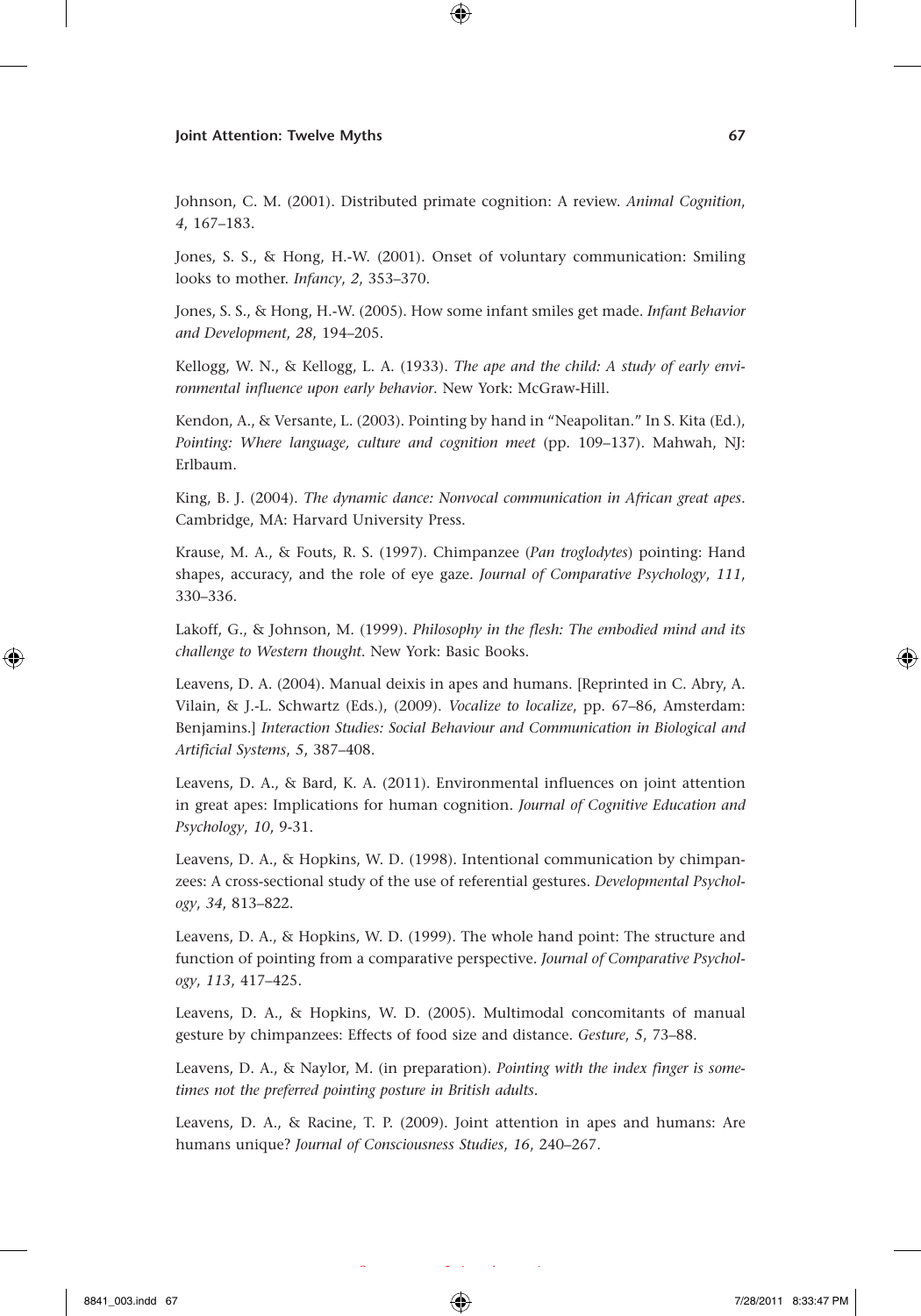Johnson, C. M. (2001). Distributed primate cognition: A review. *Animal Cognition*, *4*, 167–183.

Jones, S. S., & Hong, H.-W. (2001). Onset of voluntary communication: Smiling looks to mother. *Infancy*, *2*, 353–370.

Jones, S. S., & Hong, H.-W. (2005). How some infant smiles get made. *Infant Behavior and Development*, *28*, 194–205.

Kellogg, W. N., & Kellogg, L. A. (1933). *The ape and the child: A study of early environmental influence upon early behavior*. New York: McGraw-Hill.

Kendon, A., & Versante, L. (2003). Pointing by hand in "Neapolitan." In S. Kita (Ed.), *Pointing: Where language, culture and cognition meet* (pp. 109–137). Mahwah, NJ: Erlbaum.

King, B. J. (2004). *The dynamic dance: Nonvocal communication in African great apes*. Cambridge, MA: Harvard University Press.

Krause, M. A., & Fouts, R. S. (1997). Chimpanzee (*Pan troglodytes*) pointing: Hand shapes, accuracy, and the role of eye gaze. *Journal of Comparative Psychology*, *111*, 330–336.

Lakoff, G., & Johnson, M. (1999). *Philosophy in the flesh: The embodied mind and its challenge to Western thought*. New York: Basic Books.

Leavens, D. A. (2004). Manual deixis in apes and humans. [Reprinted in C. Abry, A. Vilain, & J.-L. Schwartz (Eds.), (2009). *Vocalize to localize*, pp. 67–86, Amsterdam: Benjamins.] *Interaction Studies: Social Behaviour and Communication in Biological and Artificial Systems*, *5*, 387–408.

Leavens, D. A., & Bard, K. A. (2011). Environmental influences on joint attention in great apes: Implications for human cognition. *Journal of Cognitive Education and Psychology*, *10*, 9-31.

Leavens, D. A., & Hopkins, W. D. (1998). Intentional communication by chimpanzees: A cross-sectional study of the use of referential gestures. *Developmental Psychology*, *34*, 813–822.

Leavens, D. A., & Hopkins, W. D. (1999). The whole hand point: The structure and function of pointing from a comparative perspective. *Journal of Comparative Psychology*, *113*, 417–425.

Leavens, D. A., & Hopkins, W. D. (2005). Multimodal concomitants of manual gesture by chimpanzees: Effects of food size and distance. *Gesture*, *5*, 73–88.

Leavens, D. A., & Naylor, M. (in preparation). *Pointing with the index finger is sometimes not the preferred pointing posture in British adults*.

Leavens, D. A., & Racine, T. P. (2009). Joint attention in apes and humans: Are humans unique? *Journal of Consciousness Studies*, *16*, 240–267.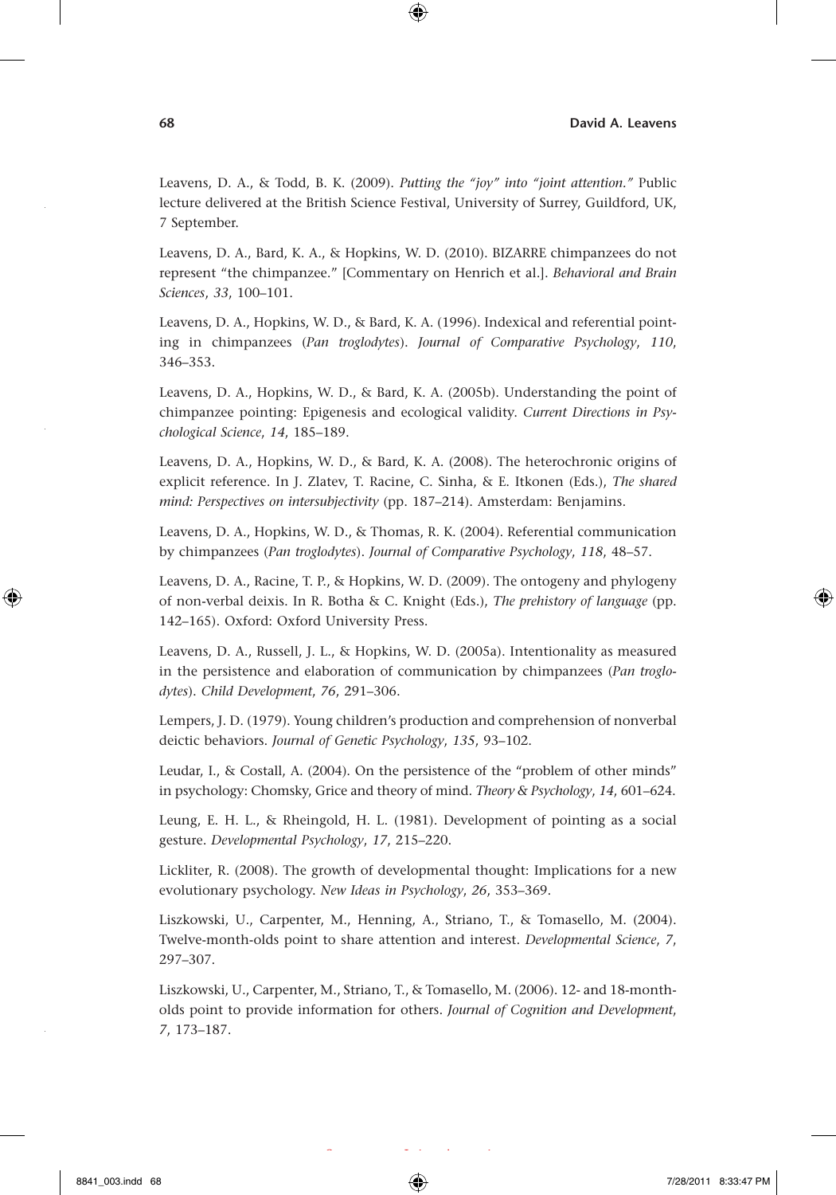Leavens, D. A., & Todd, B. K. (2009). *Putting the "joy" into "joint attention."* Public lecture delivered at the British Science Festival, University of Surrey, Guildford, UK, 7 September.

Leavens, D. A., Bard, K. A., & Hopkins, W. D. (2010). BIZARRE chimpanzees do not represent "the chimpanzee." [Commentary on Henrich et al.]. *Behavioral and Brain Sciences*, *33*, 100–101.

Leavens, D. A., Hopkins, W. D., & Bard, K. A. (1996). Indexical and referential pointing in chimpanzees (*Pan troglodytes*). *Journal of Comparative Psychology*, *110*, 346–353.

Leavens, D. A., Hopkins, W. D., & Bard, K. A. (2005b). Understanding the point of chimpanzee pointing: Epigenesis and ecological validity. *Current Directions in Psychological Science*, *14*, 185–189.

Leavens, D. A., Hopkins, W. D., & Bard, K. A. (2008). The heterochronic origins of explicit reference. In J. Zlatev, T. Racine, C. Sinha, & E. Itkonen (Eds.), *The shared mind: Perspectives on intersubjectivity* (pp. 187–214). Amsterdam: Benjamins.

Leavens, D. A., Hopkins, W. D., & Thomas, R. K. (2004). Referential communication by chimpanzees (*Pan troglodytes*). *Journal of Comparative Psychology*, *118*, 48–57.

Leavens, D. A., Racine, T. P., & Hopkins, W. D. (2009). The ontogeny and phylogeny of non-verbal deixis. In R. Botha & C. Knight (Eds.), *The prehistory of language* (pp. 142–165). Oxford: Oxford University Press.

Leavens, D. A., Russell, J. L., & Hopkins, W. D. (2005a). Intentionality as measured in the persistence and elaboration of communication by chimpanzees (*Pan troglodytes*). *Child Development*, *76*, 291–306.

Lempers, J. D. (1979). Young children's production and comprehension of nonverbal deictic behaviors. *Journal of Genetic Psychology*, *135*, 93–102.

Leudar, I., & Costall, A. (2004). On the persistence of the "problem of other minds" in psychology: Chomsky, Grice and theory of mind. *Theory & Psychology*, *14*, 601–624.

Leung, E. H. L., & Rheingold, H. L. (1981). Development of pointing as a social gesture. *Developmental Psychology*, *17*, 215–220.

Lickliter, R. (2008). The growth of developmental thought: Implications for a new evolutionary psychology. *New Ideas in Psychology*, *26*, 353–369.

Liszkowski, U., Carpenter, M., Henning, A., Striano, T., & Tomasello, M. (2004). Twelve-month-olds point to share attention and interest. *Developmental Science*, *7*, 297–307.

Liszkowski, U., Carpenter, M., Striano, T., & Tomasello, M. (2006). 12- and 18-month-olds point to provide information for others. *Journal of Cognition and Development*, *7*, 173–187.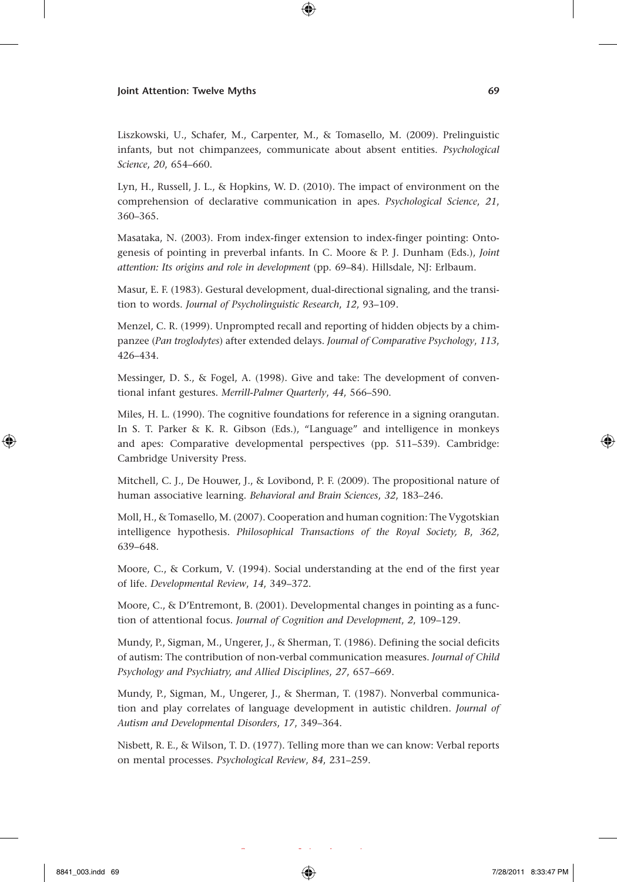Liszkowski, U., Schafer, M., Carpenter, M., & Tomasello, M. (2009). Prelinguistic infants, but not chimpanzees, communicate about absent entities. *Psychological Science*, *20*, 654–660.

Lyn, H., Russell, J. L., & Hopkins, W. D. (2010). The impact of environment on the comprehension of declarative communication in apes. *Psychological Science*, *21*, 360–365.

Masataka, N. (2003). From index-finger extension to index-finger pointing: Ontogenesis of pointing in preverbal infants. In C. Moore & P. J. Dunham (Eds.), *Joint attention: Its origins and role in development* (pp. 69–84). Hillsdale, NJ: Erlbaum.

Masur, E. F. (1983). Gestural development, dual-directional signaling, and the transition to words. *Journal of Psycholinguistic Research*, *12*, 93–109.

Menzel, C. R. (1999). Unprompted recall and reporting of hidden objects by a chimpanzee (*Pan troglodytes*) after extended delays. *Journal of Comparative Psychology*, *113*, 426–434.

Messinger, D. S., & Fogel, A. (1998). Give and take: The development of conventional infant gestures. *Merrill-Palmer Quarterly*, *44*, 566–590.

Miles, H. L. (1990). The cognitive foundations for reference in a signing orangutan. In S. T. Parker & K. R. Gibson (Eds.), "Language" and intelligence in monkeys and apes: Comparative developmental perspectives (pp. 511–539). Cambridge: Cambridge University Press.

Mitchell, C. J., De Houwer, J., & Lovibond, P. F. (2009). The propositional nature of human associative learning. *Behavioral and Brain Sciences*, *32*, 183–246.

Moll, H., & Tomasello, M. (2007). Cooperation and human cognition: The Vygotskian intelligence hypothesis. *Philosophical Transactions of the Royal Society, B*, *362*, 639–648.

Moore, C., & Corkum, V. (1994). Social understanding at the end of the first year of life. *Developmental Review*, *14*, 349–372.

Moore, C., & D'Entremont, B. (2001). Developmental changes in pointing as a function of attentional focus. *Journal of Cognition and Development*, *2*, 109–129.

Mundy, P., Sigman, M., Ungerer, J., & Sherman, T. (1986). Defining the social deficits of autism: The contribution of non-verbal communication measures. *Journal of Child Psychology and Psychiatry, and Allied Disciplines*, *27*, 657–669.

Mundy, P., Sigman, M., Ungerer, J., & Sherman, T. (1987). Nonverbal communication and play correlates of language development in autistic children. *Journal of Autism and Developmental Disorders*, *17*, 349–364.

Nisbett, R. E., & Wilson, T. D. (1977). Telling more than we can know: Verbal reports on mental processes. *Psychological Review*, *84*, 231–259.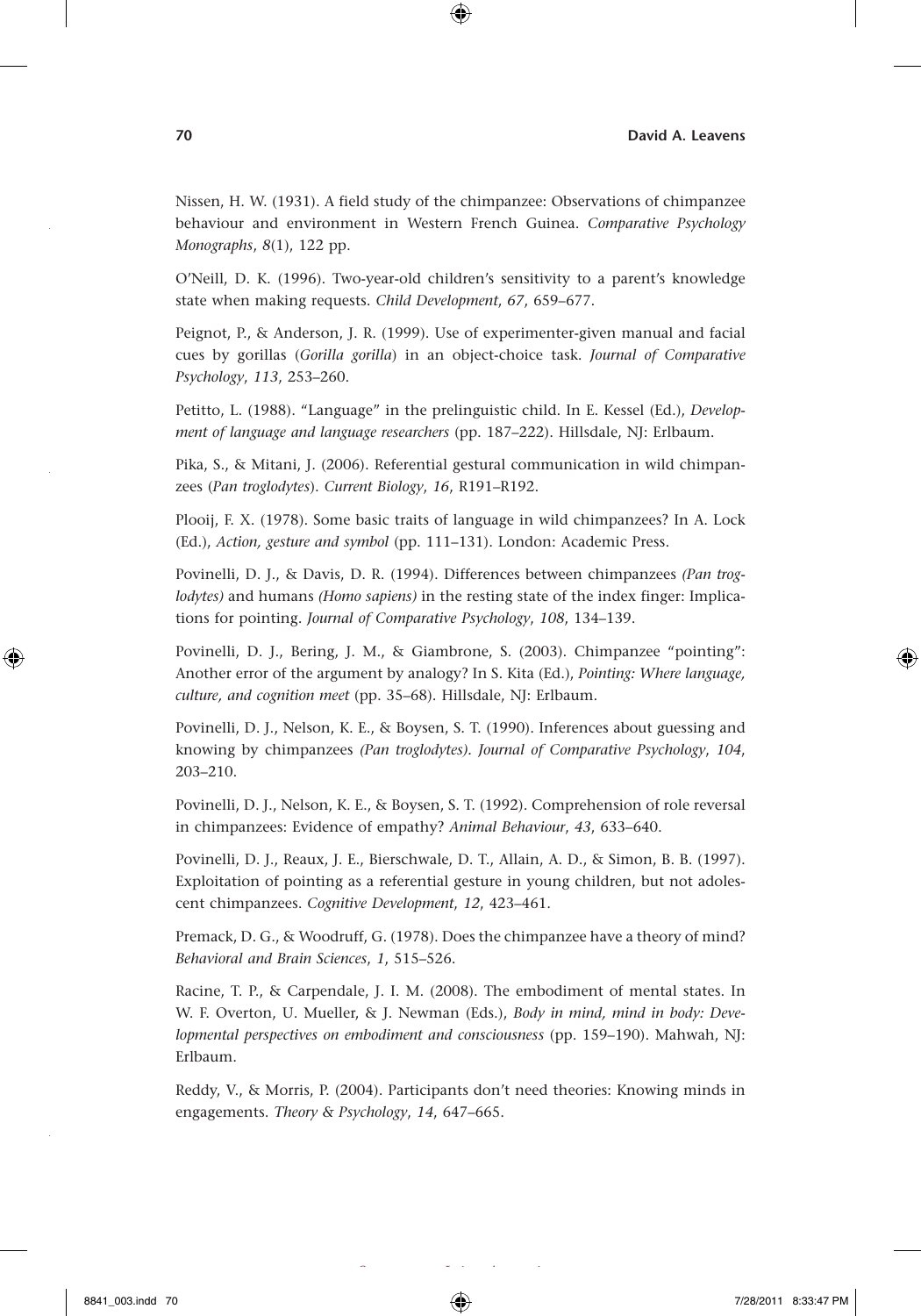Nissen, H. W. (1931). A field study of the chimpanzee: Observations of chimpanzee behaviour and environment in Western French Guinea. *Comparative Psychology Monographs*, *8*(1), 122 pp.

O'Neill, D. K. (1996). Two-year-old children's sensitivity to a parent's knowledge state when making requests. *Child Development*, *67*, 659–677.

Peignot, P., & Anderson, J. R. (1999). Use of experimenter-given manual and facial cues by gorillas (*Gorilla gorilla*) in an object-choice task. *Journal of Comparative Psychology*, *113*, 253–260.

Petitto, L. (1988). "Language" in the prelinguistic child. In E. Kessel (Ed.), *Development of language and language researchers* (pp. 187–222). Hillsdale, NJ: Erlbaum.

Pika, S., & Mitani, J. (2006). Referential gestural communication in wild chimpanzees (*Pan troglodytes*). *Current Biology*, *16*, R191–R192.

Plooij, F. X. (1978). Some basic traits of language in wild chimpanzees? In A. Lock (Ed.), *Action, gesture and symbol* (pp. 111–131). London: Academic Press.

Povinelli, D. J., & Davis, D. R. (1994). Differences between chimpanzees *(Pan troglodytes)* and humans *(Homo sapiens)* in the resting state of the index finger: Implications for pointing. *Journal of Comparative Psychology*, *108*, 134–139.

Povinelli, D. J., Bering, J. M., & Giambrone, S. (2003). Chimpanzee "pointing": Another error of the argument by analogy? In S. Kita (Ed.), *Pointing: Where language, culture, and cognition meet* (pp. 35–68). Hillsdale, NJ: Erlbaum.

Povinelli, D. J., Nelson, K. E., & Boysen, S. T. (1990). Inferences about guessing and knowing by chimpanzees *(Pan troglodytes)*. *Journal of Comparative Psychology*, *104*, 203–210.

Povinelli, D. J., Nelson, K. E., & Boysen, S. T. (1992). Comprehension of role reversal in chimpanzees: Evidence of empathy? *Animal Behaviour*, *43*, 633–640.

Povinelli, D. J., Reaux, J. E., Bierschwale, D. T., Allain, A. D., & Simon, B. B. (1997). Exploitation of pointing as a referential gesture in young children, but not adolescent chimpanzees. *Cognitive Development*, *12*, 423–461.

Premack, D. G., & Woodruff, G. (1978). Does the chimpanzee have a theory of mind? *Behavioral and Brain Sciences*, *1*, 515–526.

Racine, T. P., & Carpendale, J. I. M. (2008). The embodiment of mental states. In W. F. Overton, U. Mueller, & J. Newman (Eds.), *Body in mind, mind in body: Developmental perspectives on embodiment and consciousness* (pp. 159–190). Mahwah, NJ: Erlbaum.

Reddy, V., & Morris, P. (2004). Participants don't need theories: Knowing minds in engagements. *Theory & Psychology*, *14*, 647–665.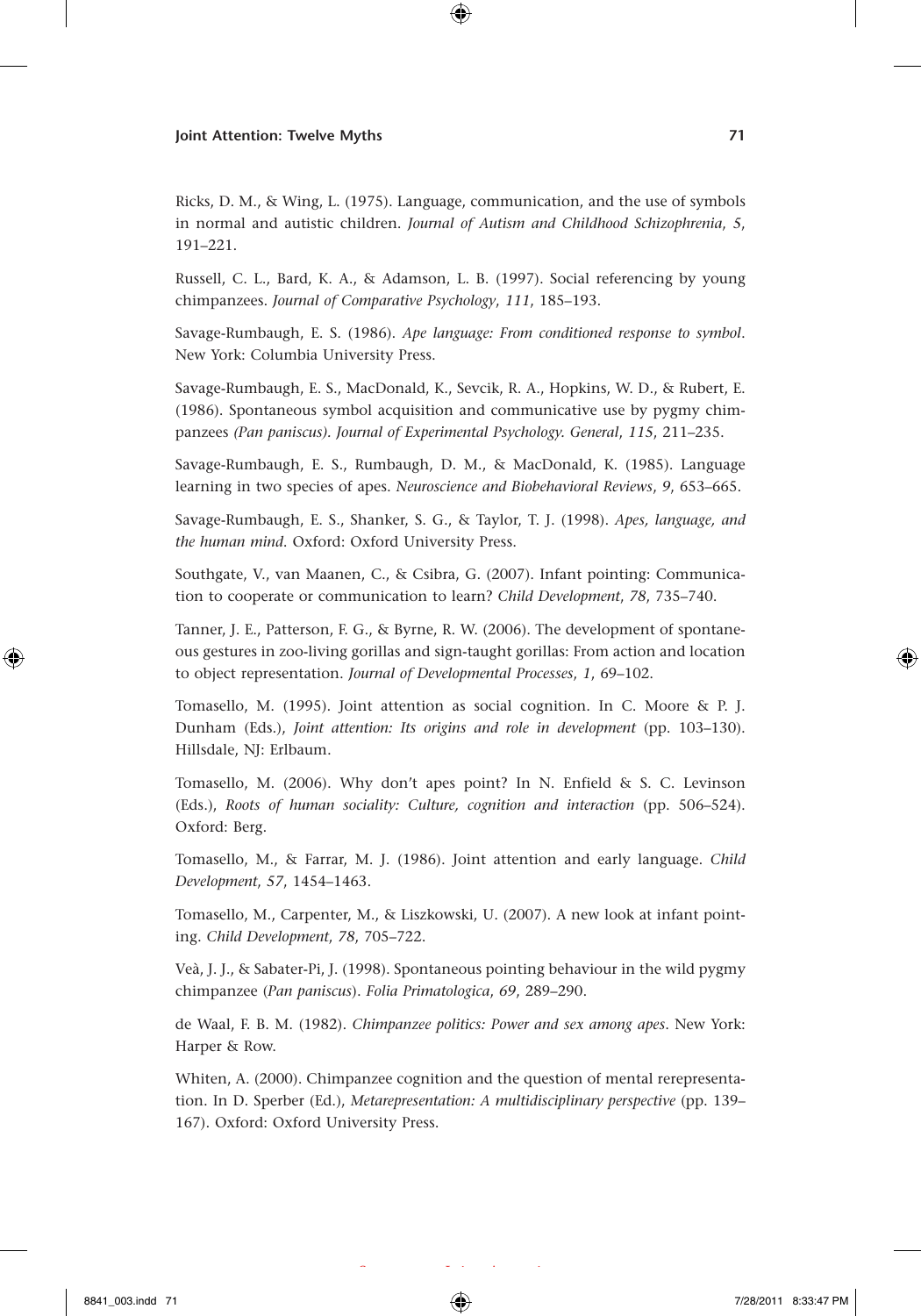Ricks, D. M., & Wing, L. (1975). Language, communication, and the use of symbols in normal and autistic children. *Journal of Autism and Childhood Schizophrenia*, *5*, 191–221.

Russell, C. L., Bard, K. A., & Adamson, L. B. (1997). Social referencing by young chimpanzees. *Journal of Comparative Psychology*, *111*, 185–193.

Savage-Rumbaugh, E. S. (1986). *Ape language: From conditioned response to symbol*. New York: Columbia University Press.

Savage-Rumbaugh, E. S., MacDonald, K., Sevcik, R. A., Hopkins, W. D., & Rubert, E. (1986). Spontaneous symbol acquisition and communicative use by pygmy chimpanzees *(Pan paniscus)*. *Journal of Experimental Psychology. General*, *115*, 211–235.

Savage-Rumbaugh, E. S., Rumbaugh, D. M., & MacDonald, K. (1985). Language learning in two species of apes. *Neuroscience and Biobehavioral Reviews*, *9*, 653–665.

Savage-Rumbaugh, E. S., Shanker, S. G., & Taylor, T. J. (1998). *Apes, language, and the human mind*. Oxford: Oxford University Press.

Southgate, V., van Maanen, C., & Csibra, G. (2007). Infant pointing: Communication to cooperate or communication to learn? *Child Development*, *78*, 735–740.

Tanner, J. E., Patterson, F. G., & Byrne, R. W. (2006). The development of spontaneous gestures in zoo-living gorillas and sign-taught gorillas: From action and location to object representation. *Journal of Developmental Processes*, *1*, 69–102.

Tomasello, M. (1995). Joint attention as social cognition. In C. Moore & P. J. Dunham (Eds.), *Joint attention: Its origins and role in development* (pp. 103–130). Hillsdale, NJ: Erlbaum.

Tomasello, M. (2006). Why don't apes point? In N. Enfield & S. C. Levinson (Eds.), *Roots of human sociality: Culture, cognition and interaction* (pp. 506–524). Oxford: Berg.

Tomasello, M., & Farrar, M. J. (1986). Joint attention and early language. *Child Development*, *57*, 1454–1463.

Tomasello, M., Carpenter, M., & Liszkowski, U. (2007). A new look at infant pointing. *Child Development*, *78*, 705–722.

Veà, J. J., & Sabater-Pi, J. (1998). Spontaneous pointing behaviour in the wild pygmy chimpanzee (*Pan paniscus*). *Folia Primatologica*, *69*, 289–290.

de Waal, F. B. M. (1982). *Chimpanzee politics: Power and sex among apes*. New York: Harper & Row.

Whiten, A. (2000). Chimpanzee cognition and the question of mental rerepresentation. In D. Sperber (Ed.), *Metarepresentation: A multidisciplinary perspective* (pp. 139–167). Oxford: Oxford University Press.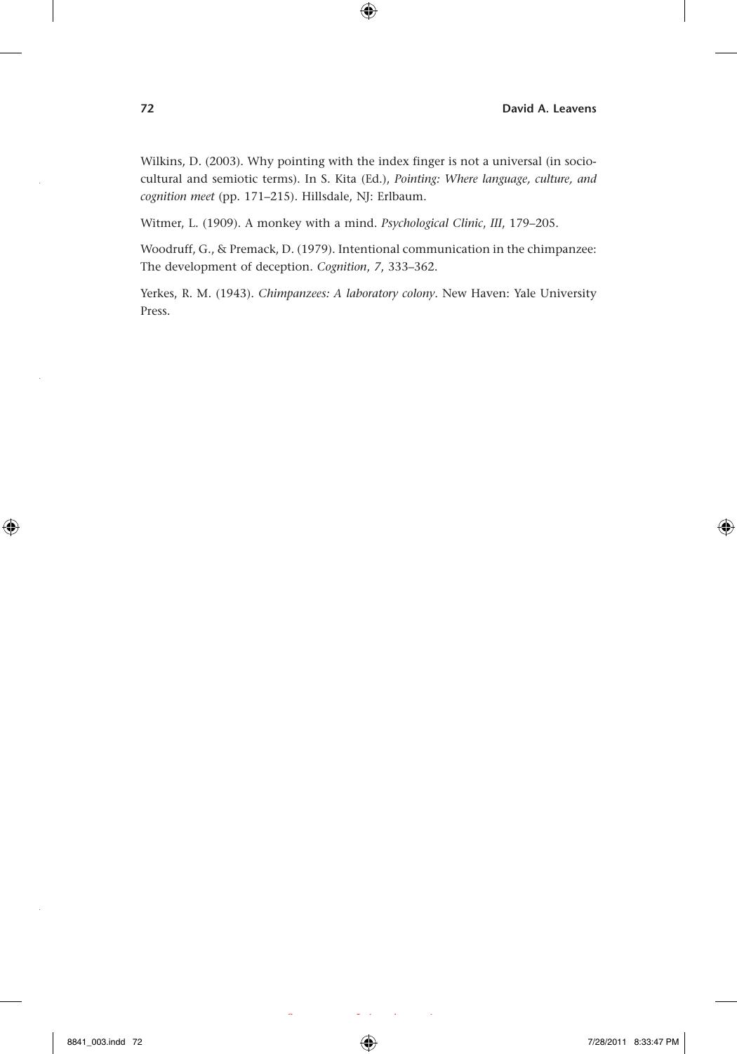Wilkins, D. (2003). Why pointing with the index finger is not a universal (in socio-cultural and semiotic terms). In S. Kita (Ed.), *Pointing: Where language, culture, and cognition meet* (pp. 171–215). Hillsdale, NJ: Erlbaum.

Witmer, L. (1909). A monkey with a mind. *Psychological Clinic*, *III*, 179–205.

Woodruff, G., & Premack, D. (1979). Intentional communication in the chimpanzee: The development of deception. *Cognition*, *7*, 333–362.

Yerkes, R. M. (1943). *Chimpanzees: A laboratory colony*. New Haven: Yale University Press.